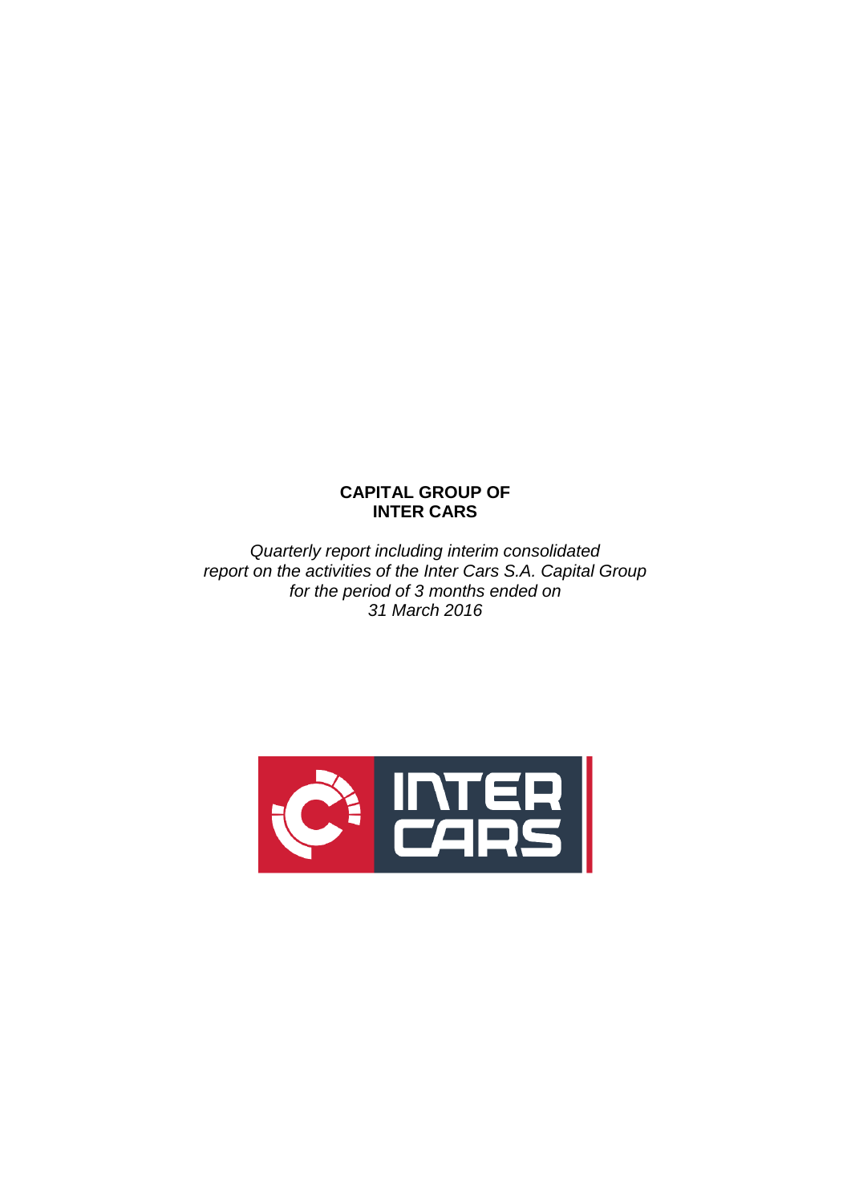**CAPITAL GROUP OF**
**INTER CARS**

*Quarterly report including interim consolidated report on the activities of the Inter Cars S.A. Capital Group for the period of 3 months ended on 31 March 2016*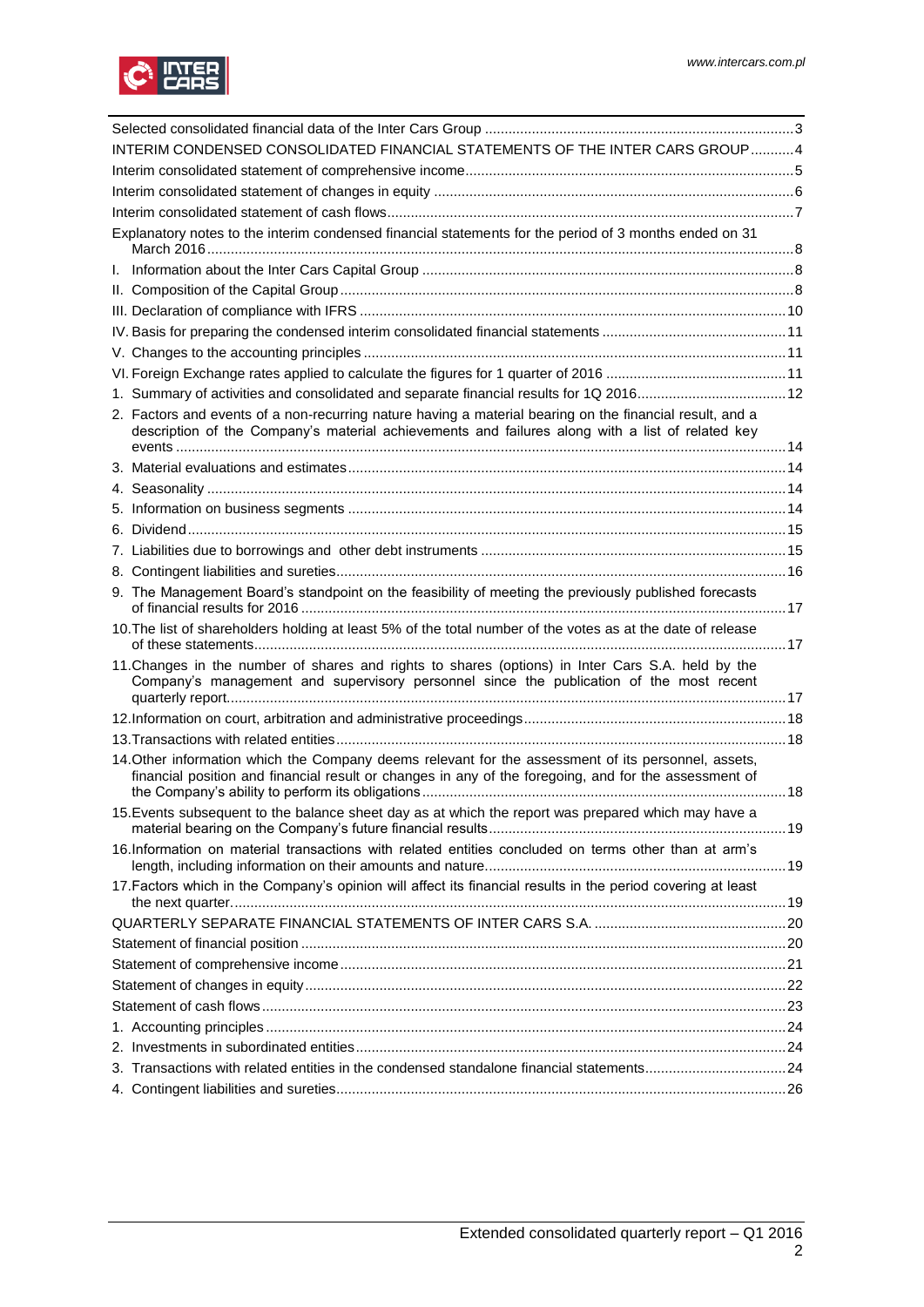Selected consolidated financial data of the Inter Cars Group .....3

INTERIM CONDENSED CONSOLIDATED FINANCIAL STATEMENTS OF THE INTER CARS GROUP .....4

Interim consolidated statement of comprehensive income .....5

Interim consolidated statement of changes in equity .....6

Interim consolidated statement of cash flows .....7

Explanatory notes to the interim condensed financial statements for the period of 3 months ended on 31 March 2016 .....8

I. Information about the Inter Cars Capital Group .....8

II. Composition of the Capital Group .....8

III. Declaration of compliance with IFRS .....10

IV. Basis for preparing the condensed interim consolidated financial statements .....11

V. Changes to the accounting principles .....11

VI. Foreign Exchange rates applied to calculate the figures for 1 quarter of 2016 .....11

1. Summary of activities and consolidated and separate financial results for 1Q 2016 .....12
2. Factors and events of a non-recurring nature having a material bearing on the financial result, and a description of the Company's material achievements and failures along with a list of related key events .....14
3. Material evaluations and estimates .....14
4. Seasonality .....14
5. Information on business segments .....14
6. Dividend .....15
7. Liabilities due to borrowings and other debt instruments .....15
8. Contingent liabilities and sureties .....16
9. The Management Board's standpoint on the feasibility of meeting the previously published forecasts of financial results for 2016 .....17
10. The list of shareholders holding at least 5% of the total number of the votes as at the date of release of these statements .....17
11. Changes in the number of shares and rights to shares (options) in Inter Cars S.A. held by the Company's management and supervisory personnel since the publication of the most recent quarterly report .....17
12. Information on court, arbitration and administrative proceedings .....18
13. Transactions with related entities .....18
14. Other information which the Company deems relevant for the assessment of its personnel, assets, financial position and financial result or changes in any of the foregoing, and for the assessment of the Company's ability to perform its obligations .....18
15. Events subsequent to the balance sheet day as at which the report was prepared which may have a material bearing on the Company's future financial results .....19
16. Information on material transactions with related entities concluded on terms other than at arm's length, including information on their amounts and nature .....19
17. Factors which in the Company's opinion will affect its financial results in the period covering at least the next quarter .....19

QUARTERLY SEPARATE FINANCIAL STATEMENTS OF INTER CARS S.A. .....20

Statement of financial position .....20

Statement of comprehensive income .....21

Statement of changes in equity .....22

Statement of cash flows .....23

1. Accounting principles .....24
2. Investments in subordinated entities .....24
3. Transactions with related entities in the condensed standalone financial statements .....24
4. Contingent liabilities and sureties .....26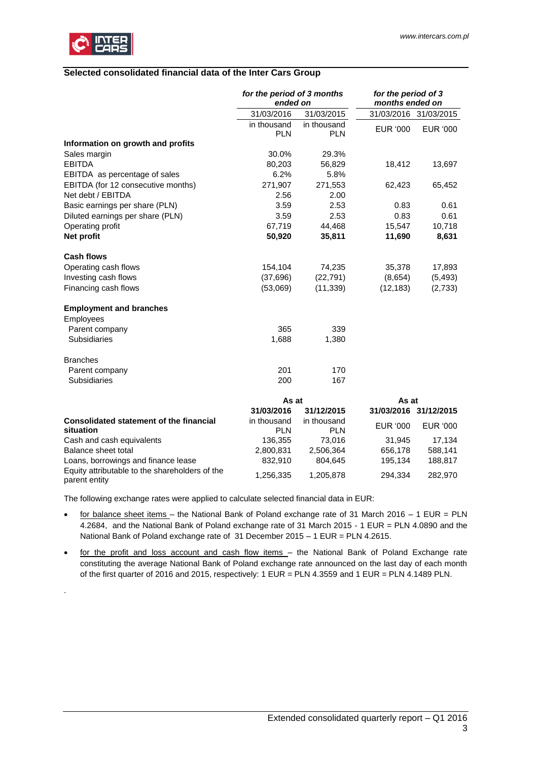## Selected consolidated financial data of the Inter Cars Group

| | *for the period of 3 months ended on* | | *for the period of 3 months ended on* | |
|---|---|---|---|---|
| | 31/03/2016 | 31/03/2015 | 31/03/2016 | 31/03/2015 |
| | in thousand PLN | in thousand PLN | EUR '000 | EUR '000 |
| **Information on growth and profits** | | | | |
| Sales margin | 30.0% | 29.3% | | |
| EBITDA | 80,203 | 56,829 | 18,412 | 13,697 |
| EBITDA as percentage of sales | 6.2% | 5.8% | | |
| EBITDA (for 12 consecutive months) | 271,907 | 271,553 | 62,423 | 65,452 |
| Net debt / EBITDA | 2.56 | 2.00 | | |
| Basic earnings per share (PLN) | 3.59 | 2.53 | 0.83 | 0.61 |
| Diluted earnings per share (PLN) | 3.59 | 2.53 | 0.83 | 0.61 |
| Operating profit | 67,719 | 44,468 | 15,547 | 10,718 |
| **Net profit** | **50,920** | **35,811** | **11,690** | **8,631** |
| **Cash flows** | | | | |
| Operating cash flows | 154,104 | 74,235 | 35,378 | 17,893 |
| Investing cash flows | (37,696) | (22,791) | (8,654) | (5,493) |
| Financing cash flows | (53,069) | (11,339) | (12,183) | (2,733) |
| **Employment and branches** | | | | |
| Employees | | | | |
| Parent company | 365 | 339 | | |
| Subsidiaries | 1,688 | 1,380 | | |
| Branches | | | | |
| Parent company | 201 | 170 | | |
| Subsidiaries | 200 | 167 | | |

| | **As at** | | **As at** | |
|---|---|---|---|---|
| | **31/03/2016** | **31/12/2015** | **31/03/2016** | **31/12/2015** |
| **Consolidated statement of the financial situation** | in thousand PLN | in thousand PLN | EUR '000 | EUR '000 |
| Cash and cash equivalents | 136,355 | 73,016 | 31,945 | 17,134 |
| Balance sheet total | 2,800,831 | 2,506,364 | 656,178 | 588,141 |
| Loans, borrowings and finance lease | 832,910 | 804,645 | 195,134 | 188,817 |
| Equity attributable to the shareholders of the parent entity | 1,256,335 | 1,205,878 | 294,334 | 282,970 |

The following exchange rates were applied to calculate selected financial data in EUR:

- for balance sheet items – the National Bank of Poland exchange rate of 31 March 2016 – 1 EUR = PLN 4.2684, and the National Bank of Poland exchange rate of 31 March 2015 - 1 EUR = PLN 4.0890 and the National Bank of Poland exchange rate of 31 December 2015 – 1 EUR = PLN 4.2615.
- for the profit and loss account and cash flow items – the National Bank of Poland Exchange rate constituting the average National Bank of Poland exchange rate announced on the last day of each month of the first quarter of 2016 and 2015, respectively: 1 EUR = PLN 4.3559 and 1 EUR = PLN 4.1489 PLN.

.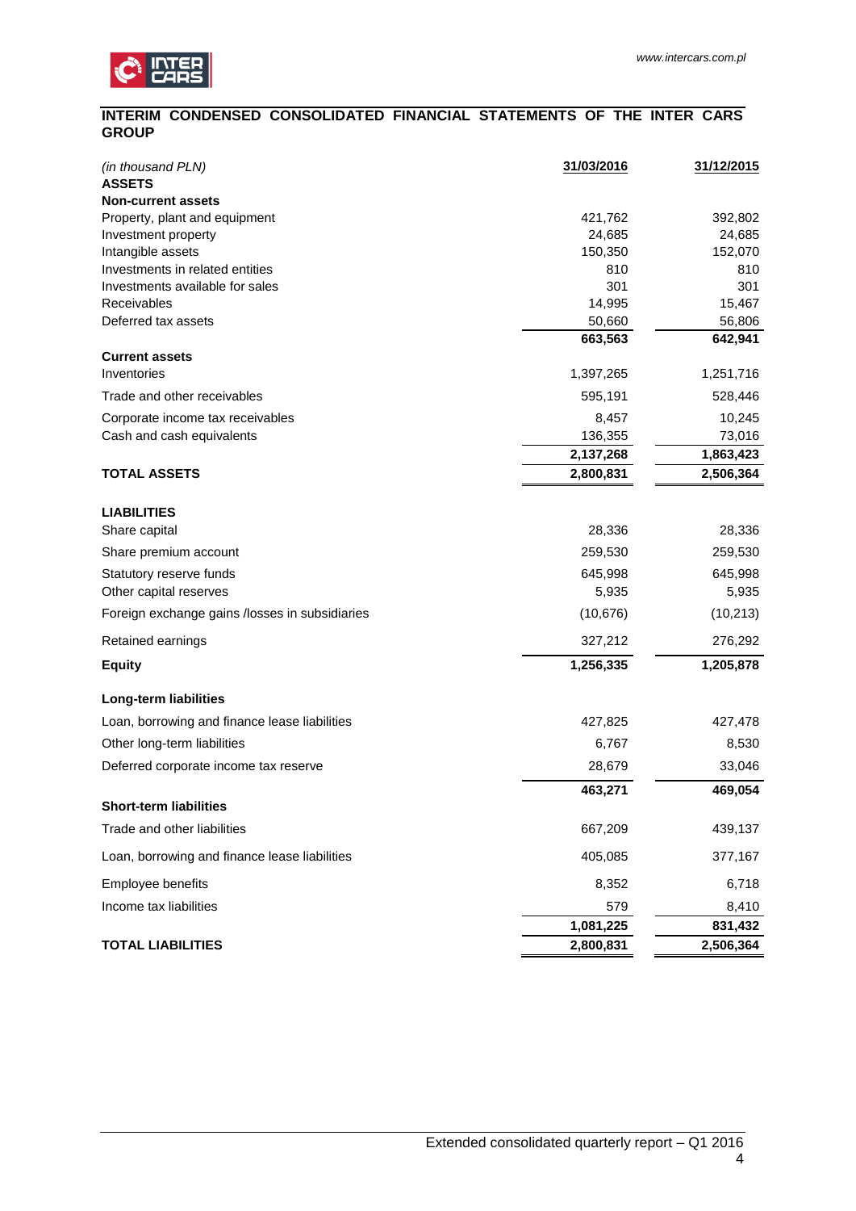## INTERIM CONDENSED CONSOLIDATED FINANCIAL STATEMENTS OF THE INTER CARS GROUP

| *(in thousand PLN)* | 31/03/2016 | 31/12/2015 |
|---|---|---|
| **ASSETS** | | |
| **Non-current assets** | | |
| Property, plant and equipment | 421,762 | 392,802 |
| Investment property | 24,685 | 24,685 |
| Intangible assets | 150,350 | 152,070 |
| Investments in related entities | 810 | 810 |
| Investments available for sales | 301 | 301 |
| Receivables | 14,995 | 15,467 |
| Deferred tax assets | 50,660 | 56,806 |
| | **663,563** | **642,941** |
| **Current assets** | | |
| Inventories | 1,397,265 | 1,251,716 |
| Trade and other receivables | 595,191 | 528,446 |
| Corporate income tax receivables | 8,457 | 10,245 |
| Cash and cash equivalents | 136,355 | 73,016 |
| | **2,137,268** | **1,863,423** |
| **TOTAL ASSETS** | **2,800,831** | **2,506,364** |
| | | |
| **LIABILITIES** | | |
| Share capital | 28,336 | 28,336 |
| Share premium account | 259,530 | 259,530 |
| Statutory reserve funds | 645,998 | 645,998 |
| Other capital reserves | 5,935 | 5,935 |
| Foreign exchange gains /losses in subsidiaries | (10,676) | (10,213) |
| Retained earnings | 327,212 | 276,292 |
| **Equity** | **1,256,335** | **1,205,878** |
| **Long-term liabilities** | | |
| Loan, borrowing and finance lease liabilities | 427,825 | 427,478 |
| Other long-term liabilities | 6,767 | 8,530 |
| Deferred corporate income tax reserve | 28,679 | 33,046 |
| | **463,271** | **469,054** |
| **Short-term liabilities** | | |
| Trade and other liabilities | 667,209 | 439,137 |
| Loan, borrowing and finance lease liabilities | 405,085 | 377,167 |
| Employee benefits | 8,352 | 6,718 |
| Income tax liabilities | 579 | 8,410 |
| | **1,081,225** | **831,432** |
| **TOTAL LIABILITIES** | **2,800,831** | **2,506,364** |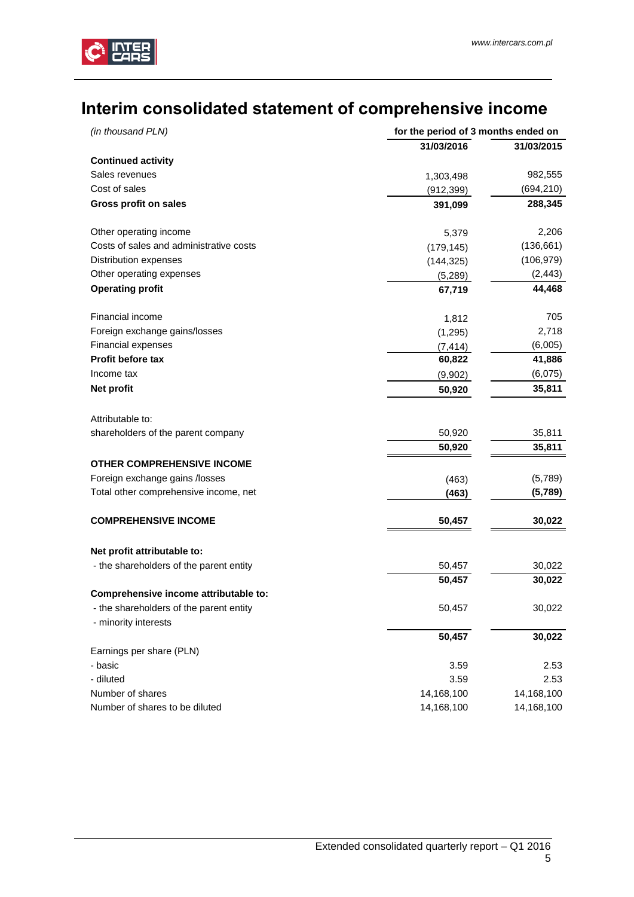# Interim consolidated statement of comprehensive income

| *(in thousand PLN)* | for the period of 3 months ended on | |
|---|---|---|
| | **31/03/2016** | **31/03/2015** |
| **Continued activity** | | |
| Sales revenues | 1,303,498 | 982,555 |
| Cost of sales | (912,399) | (694,210) |
| **Gross profit on sales** | **391,099** | **288,345** |
| | | |
| Other operating income | 5,379 | 2,206 |
| Costs of sales and administrative costs | (179,145) | (136,661) |
| Distribution expenses | (144,325) | (106,979) |
| Other operating expenses | (5,289) | (2,443) |
| **Operating profit** | **67,719** | **44,468** |
| | | |
| Financial income | 1,812 | 705 |
| Foreign exchange gains/losses | (1,295) | 2,718 |
| Financial expenses | (7,414) | (6,005) |
| **Profit before tax** | **60,822** | **41,886** |
| Income tax | (9,902) | (6,075) |
| **Net profit** | **50,920** | **35,811** |
| | | |
| Attributable to: | | |
| shareholders of the parent company | 50,920 | 35,811 |
| | **50,920** | **35,811** |
| **OTHER COMPREHENSIVE INCOME** | | |
| Foreign exchange gains /losses | (463) | (5,789) |
| Total other comprehensive income, net | **(463)** | **(5,789)** |
| | | |
| **COMPREHENSIVE INCOME** | **50,457** | **30,022** |
| | | |
| **Net profit attributable to:** | | |
| - the shareholders of the parent entity | 50,457 | 30,022 |
| | **50,457** | **30,022** |
| **Comprehensive income attributable to:** | | |
| - the shareholders of the parent entity | 50,457 | 30,022 |
| - minority interests | | |
| | **50,457** | **30,022** |
| Earnings per share (PLN) | | |
| - basic | 3.59 | 2.53 |
| - diluted | 3.59 | 2.53 |
| Number of shares | 14,168,100 | 14,168,100 |
| Number of shares to be diluted | 14,168,100 | 14,168,100 |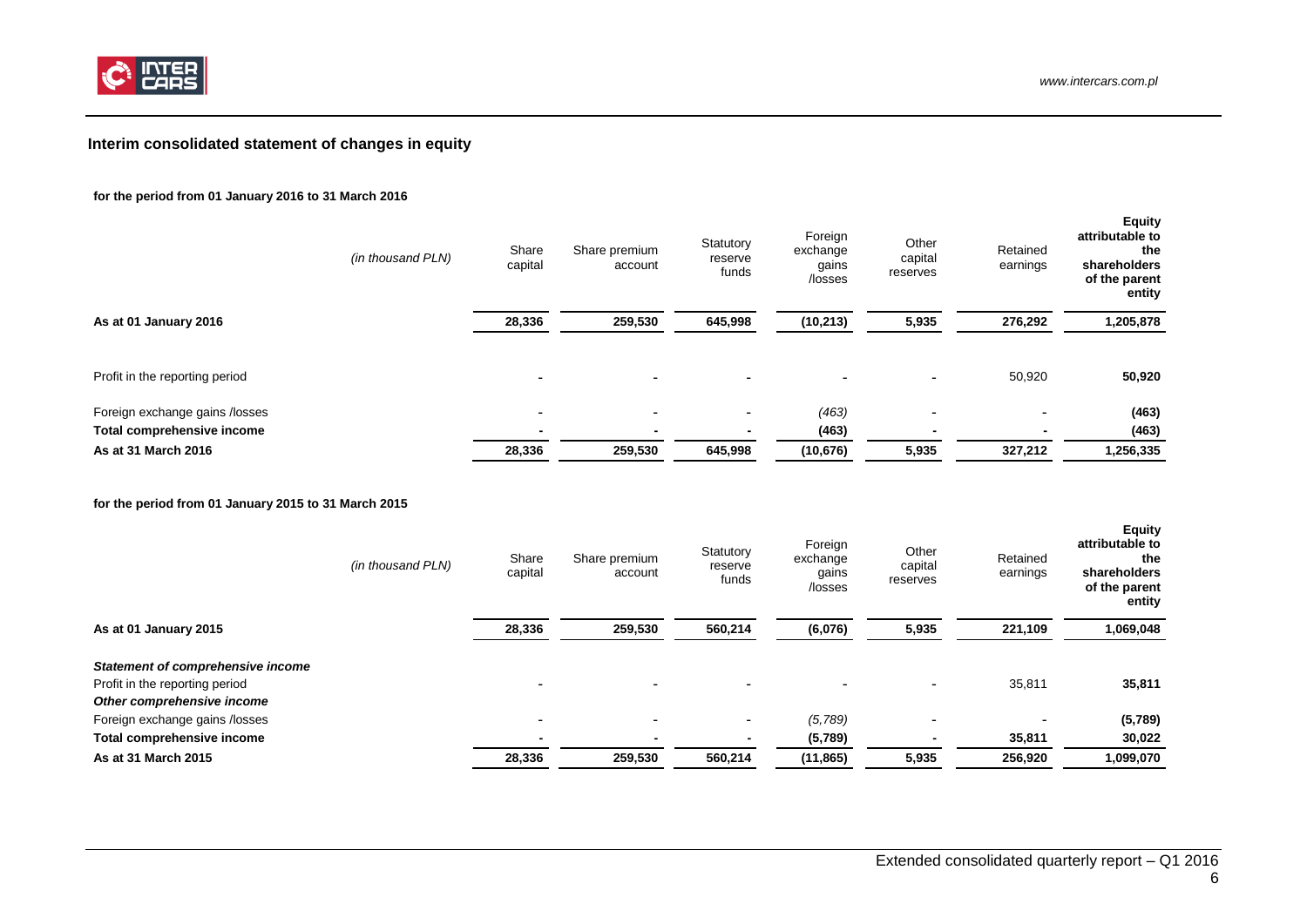## Interim consolidated statement of changes in equity

**for the period from 01 January 2016 to 31 March 2016**

| *(in thousand PLN)* | Share capital | Share premium account | Statutory reserve funds | Foreign exchange gains /losses | Other capital reserves | Retained earnings | **Equity attributable to the shareholders of the parent entity** |
|---|---|---|---|---|---|---|---|
| **As at 01 January 2016** | **28,336** | **259,530** | **645,998** | **(10,213)** | **5,935** | **276,292** | **1,205,878** |
| Profit in the reporting period | - | - | - | - | - | 50,920 | **50,920** |
| Foreign exchange gains /losses | - | - | - | *(463)* | - | - | **(463)** |
| **Total comprehensive income** | - | - | - | **(463)** | - | - | **(463)** |
| **As at 31 March 2016** | **28,336** | **259,530** | **645,998** | **(10,676)** | **5,935** | **327,212** | **1,256,335** |

**for the period from 01 January 2015 to 31 March 2015**

| *(in thousand PLN)* | Share capital | Share premium account | Statutory reserve funds | Foreign exchange gains /losses | Other capital reserves | Retained earnings | **Equity attributable to the shareholders of the parent entity** |
|---|---|---|---|---|---|---|---|
| **As at 01 January 2015** | **28,336** | **259,530** | **560,214** | **(6,076)** | **5,935** | **221,109** | **1,069,048** |
| ***Statement of comprehensive income*** | | | | | | | |
| Profit in the reporting period | - | - | - | - | - | 35,811 | **35,811** |
| ***Other comprehensive income*** | | | | | | | |
| Foreign exchange gains /losses | - | - | - | *(5,789)* | - | - | **(5,789)** |
| **Total comprehensive income** | - | - | - | **(5,789)** | - | **35,811** | **30,022** |
| **As at 31 March 2015** | **28,336** | **259,530** | **560,214** | **(11,865)** | **5,935** | **256,920** | **1,099,070** |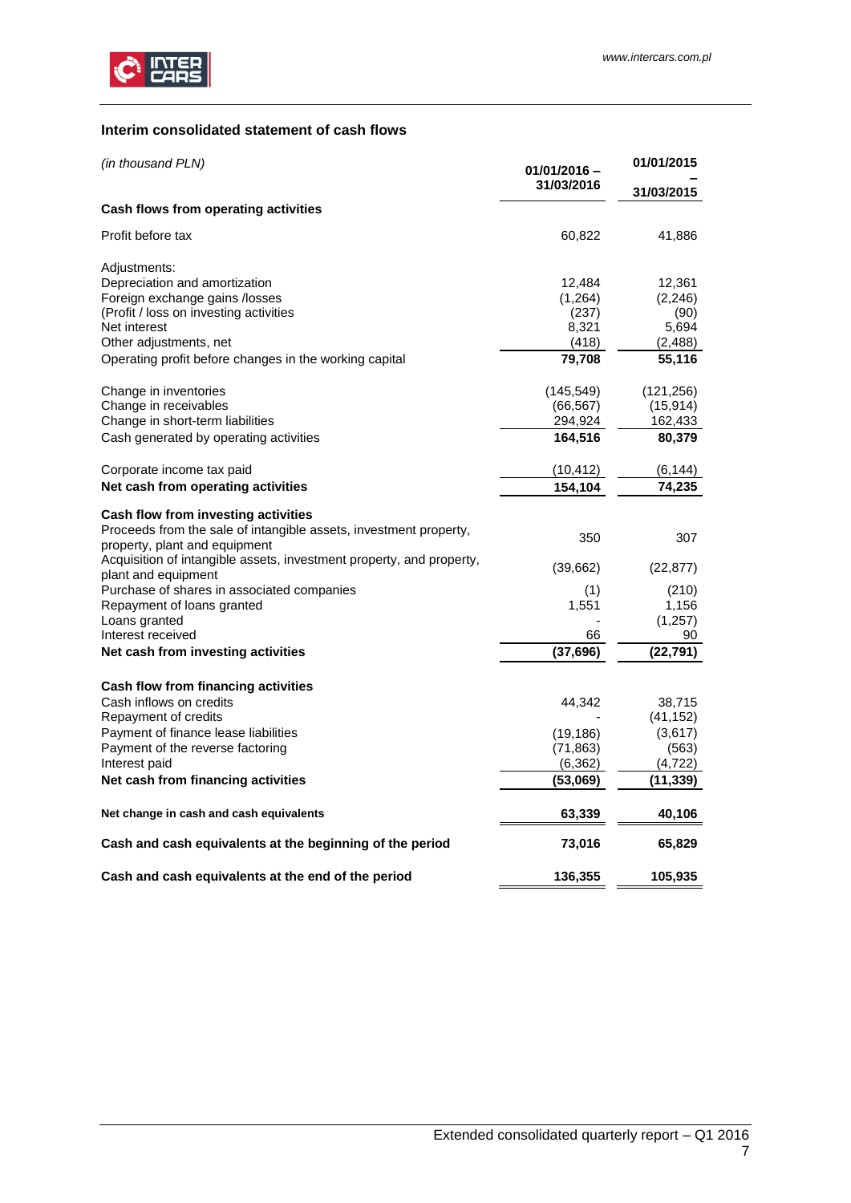### Interim consolidated statement of cash flows

| *(in thousand PLN)* | 01/01/2016 – 31/03/2016 | 01/01/2015 – 31/03/2015 |
|---|---|---|
| **Cash flows from operating activities** | | |
| Profit before tax | 60,822 | 41,886 |
| Adjustments: | | |
| Depreciation and amortization | 12,484 | 12,361 |
| Foreign exchange gains /losses | (1,264) | (2,246) |
| (Profit / loss on investing activities | (237) | (90) |
| Net interest | 8,321 | 5,694 |
| Other adjustments, net | (418) | (2,488) |
| Operating profit before changes in the working capital | **79,708** | **55,116** |
| Change in inventories | (145,549) | (121,256) |
| Change in receivables | (66,567) | (15,914) |
| Change in short-term liabilities | 294,924 | 162,433 |
| Cash generated by operating activities | **164,516** | **80,379** |
| Corporate income tax paid | (10,412) | (6,144) |
| **Net cash from operating activities** | **154,104** | **74,235** |
| **Cash flow from investing activities** | | |
| Proceeds from the sale of intangible assets, investment property, property, plant and equipment | 350 | 307 |
| Acquisition of intangible assets, investment property, and property, plant and equipment | (39,662) | (22,877) |
| Purchase of shares in associated companies | (1) | (210) |
| Repayment of loans granted | 1,551 | 1,156 |
| Loans granted | - | (1,257) |
| Interest received | 66 | 90 |
| **Net cash from investing activities** | **(37,696)** | **(22,791)** |
| **Cash flow from financing activities** | | |
| Cash inflows on credits | 44,342 | 38,715 |
| Repayment of credits | - | (41,152) |
| Payment of finance lease liabilities | (19,186) | (3,617) |
| Payment of the reverse factoring | (71,863) | (563) |
| Interest paid | (6,362) | (4,722) |
| **Net cash from financing activities** | **(53,069)** | **(11,339)** |
| **Net change in cash and cash equivalents** | **63,339** | **40,106** |
| **Cash and cash equivalents at the beginning of the period** | **73,016** | **65,829** |
| **Cash and cash equivalents at the end of the period** | **136,355** | **105,935** |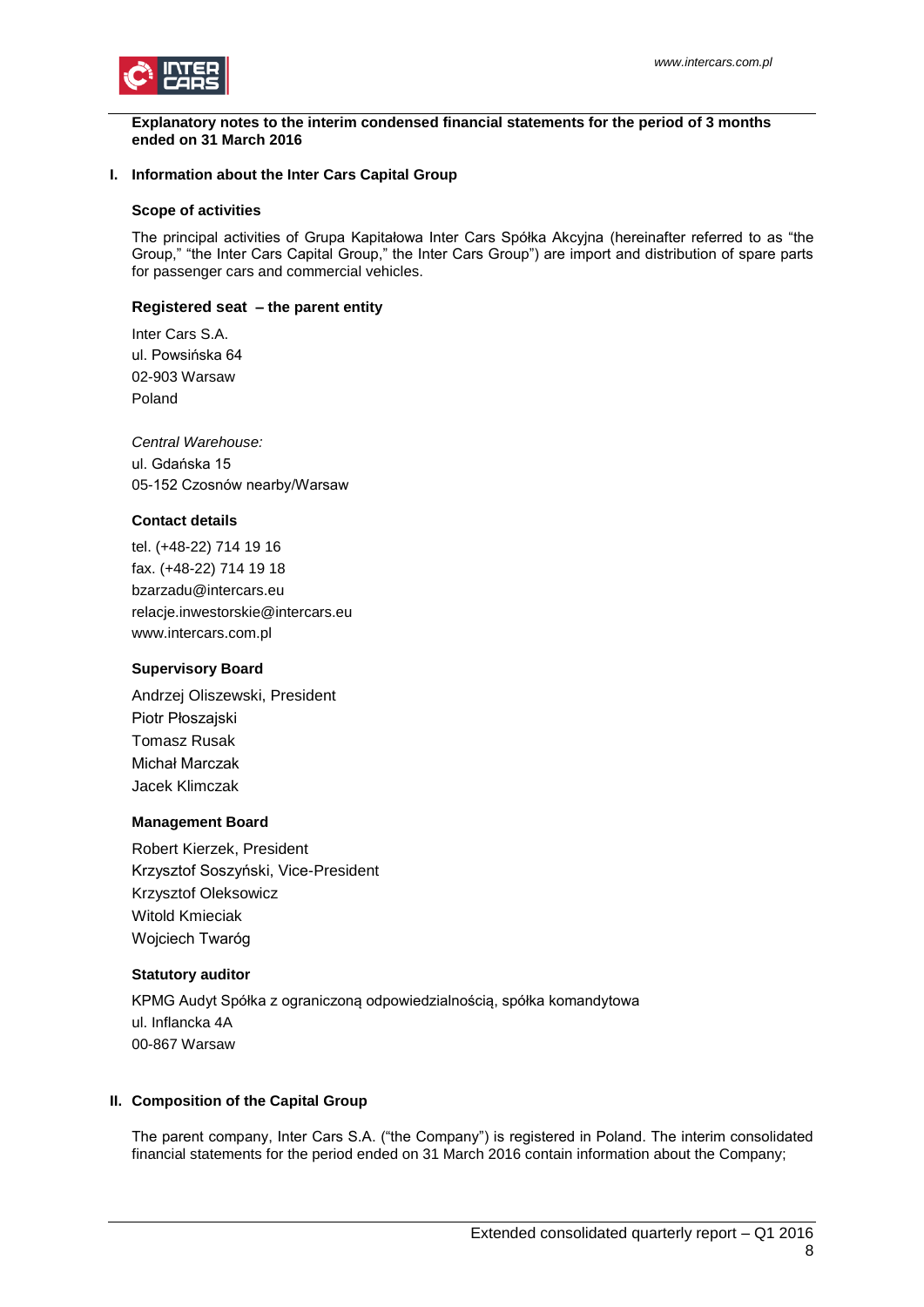**Explanatory notes to the interim condensed financial statements for the period of 3 months ended on 31 March 2016**

## I. Information about the Inter Cars Capital Group

### Scope of activities

The principal activities of Grupa Kapitałowa Inter Cars Spółka Akcyjna (hereinafter referred to as "the Group," "the Inter Cars Capital Group," the Inter Cars Group") are import and distribution of spare parts for passenger cars and commercial vehicles.

### Registered seat – the parent entity

Inter Cars S.A.
ul. Powsińska 64
02-903 Warsaw
Poland

*Central Warehouse:*
ul. Gdańska 15
05-152 Czosnów nearby/Warsaw

### Contact details

tel. (+48-22) 714 19 16
fax. (+48-22) 714 19 18
bzarzadu@intercars.eu
relacje.inwestorskie@intercars.eu
www.intercars.com.pl

### Supervisory Board

Andrzej Oliszewski, President
Piotr Płoszajski
Tomasz Rusak
Michał Marczak
Jacek Klimczak

### Management Board

Robert Kierzek, President
Krzysztof Soszyński, Vice-President
Krzysztof Oleksowicz
Witold Kmieciak
Wojciech Twaróg

### Statutory auditor

KPMG Audyt Spółka z ograniczoną odpowiedzialnością, spółka komandytowa
ul. Inflancka 4A
00-867 Warsaw

## II. Composition of the Capital Group

The parent company, Inter Cars S.A. ("the Company") is registered in Poland. The interim consolidated financial statements for the period ended on 31 March 2016 contain information about the Company;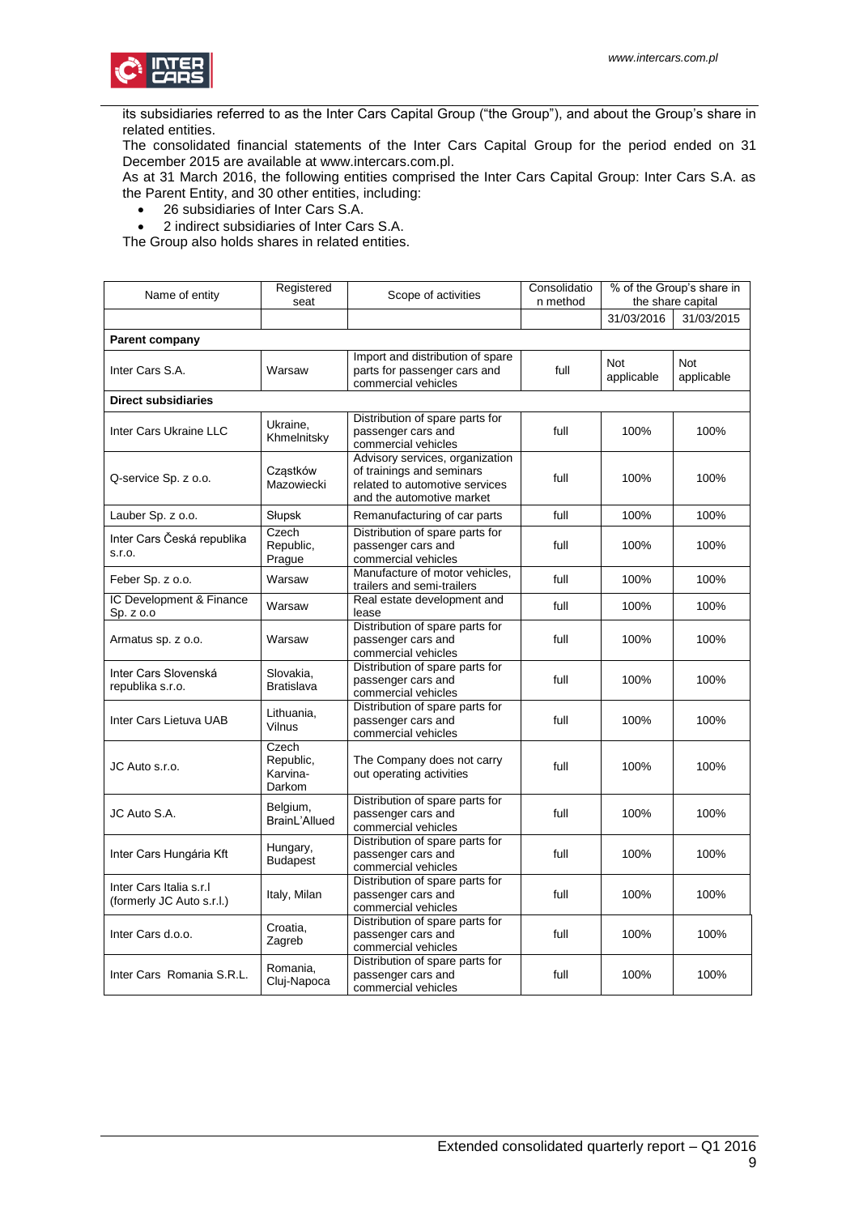its subsidiaries referred to as the Inter Cars Capital Group ("the Group"), and about the Group's share in related entities.

The consolidated financial statements of the Inter Cars Capital Group for the period ended on 31 December 2015 are available at www.intercars.com.pl.

As at 31 March 2016, the following entities comprised the Inter Cars Capital Group: Inter Cars S.A. as the Parent Entity, and 30 other entities, including:

- 26 subsidiaries of Inter Cars S.A.
- 2 indirect subsidiaries of Inter Cars S.A.

The Group also holds shares in related entities.

| Name of entity | Registered seat | Scope of activities | Consolidation method | % of the Group's share in the share capital | |
|---|---|---|---|---|---|
| | | | | 31/03/2016 | 31/03/2015 |
| **Parent company** | | | | | |
| Inter Cars S.A. | Warsaw | Import and distribution of spare parts for passenger cars and commercial vehicles | full | Not applicable | Not applicable |
| **Direct subsidiaries** | | | | | |
| Inter Cars Ukraine LLC | Ukraine, Khmelnitsky | Distribution of spare parts for passenger cars and commercial vehicles | full | 100% | 100% |
| Q-service Sp. z o.o. | Cząstków Mazowiecki | Advisory services, organization of trainings and seminars related to automotive services and the automotive market | full | 100% | 100% |
| Lauber Sp. z o.o. | Słupsk | Remanufacturing of car parts | full | 100% | 100% |
| Inter Cars Česká republika s.r.o. | Czech Republic, Prague | Distribution of spare parts for passenger cars and commercial vehicles | full | 100% | 100% |
| Feber Sp. z o.o. | Warsaw | Manufacture of motor vehicles, trailers and semi-trailers | full | 100% | 100% |
| IC Development & Finance Sp. z o.o | Warsaw | Real estate development and lease | full | 100% | 100% |
| Armatus sp. z o.o. | Warsaw | Distribution of spare parts for passenger cars and commercial vehicles | full | 100% | 100% |
| Inter Cars Slovenská republika s.r.o. | Slovakia, Bratislava | Distribution of spare parts for passenger cars and commercial vehicles | full | 100% | 100% |
| Inter Cars Lietuva UAB | Lithuania, Vilnus | Distribution of spare parts for passenger cars and commercial vehicles | full | 100% | 100% |
| JC Auto s.r.o. | Czech Republic, Karvina-Darkom | The Company does not carry out operating activities | full | 100% | 100% |
| JC Auto S.A. | Belgium, BrainL'Allued | Distribution of spare parts for passenger cars and commercial vehicles | full | 100% | 100% |
| Inter Cars Hungária Kft | Hungary, Budapest | Distribution of spare parts for passenger cars and commercial vehicles | full | 100% | 100% |
| Inter Cars Italia s.r.l (formerly JC Auto s.r.l.) | Italy, Milan | Distribution of spare parts for passenger cars and commercial vehicles | full | 100% | 100% |
| Inter Cars d.o.o. | Croatia, Zagreb | Distribution of spare parts for passenger cars and commercial vehicles | full | 100% | 100% |
| Inter Cars Romania S.R.L. | Romania, Cluj-Napoca | Distribution of spare parts for passenger cars and commercial vehicles | full | 100% | 100% |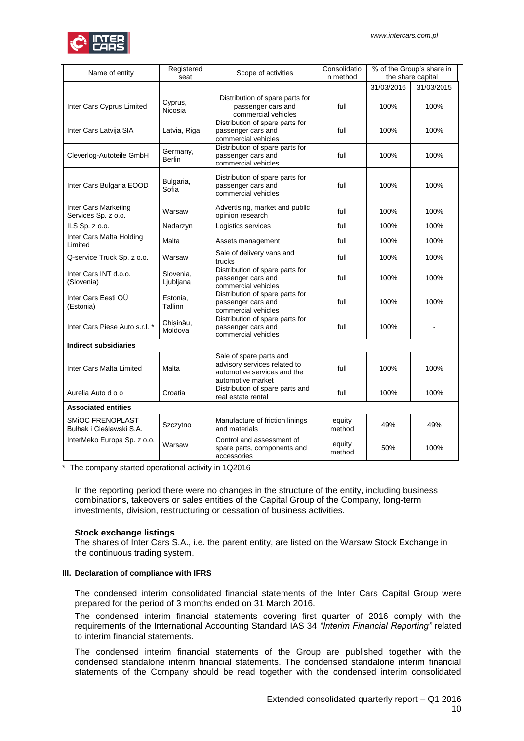| Name of entity | Registered seat | Scope of activities | Consolidation method | % of the Group's share in the share capital | |
|---|---|---|---|---|---|
| | | | | 31/03/2016 | 31/03/2015 |
| Inter Cars Cyprus Limited | Cyprus, Nicosia | Distribution of spare parts for passenger cars and commercial vehicles | full | 100% | 100% |
| Inter Cars Latvija SIA | Latvia, Riga | Distribution of spare parts for passenger cars and commercial vehicles | full | 100% | 100% |
| Cleverlog-Autoteile GmbH | Germany, Berlin | Distribution of spare parts for passenger cars and commercial vehicles | full | 100% | 100% |
| Inter Cars Bulgaria EOOD | Bulgaria, Sofia | Distribution of spare parts for passenger cars and commercial vehicles | full | 100% | 100% |
| Inter Cars Marketing Services Sp. z o.o. | Warsaw | Advertising, market and public opinion research | full | 100% | 100% |
| ILS Sp. z o.o. | Nadarzyn | Logistics services | full | 100% | 100% |
| Inter Cars Malta Holding Limited | Malta | Assets management | full | 100% | 100% |
| Q-service Truck Sp. z o.o. | Warsaw | Sale of delivery vans and trucks | full | 100% | 100% |
| Inter Cars INT d.o.o. (Slovenia) | Slovenia, Ljubljana | Distribution of spare parts for passenger cars and commercial vehicles | full | 100% | 100% |
| Inter Cars Eesti OÜ (Estonia) | Estonia, Tallinn | Distribution of spare parts for passenger cars and commercial vehicles | full | 100% | 100% |
| Inter Cars Piese Auto s.r.l. * | Chișinău, Moldova | Distribution of spare parts for passenger cars and commercial vehicles | full | 100% | - |
| **Indirect subsidiaries** | | | | | |
| Inter Cars Malta Limited | Malta | Sale of spare parts and advisory services related to automotive services and the automotive market | full | 100% | 100% |
| Aurelia Auto d o o | Croatia | Distribution of spare parts and real estate rental | full | 100% | 100% |
| **Associated entities** | | | | | |
| SMiOC FRENOPLAST Bułhak i Cieślawski S.A. | Szczytno | Manufacture of friction linings and materials | equity method | 49% | 49% |
| InterMeko Europa Sp. z o.o. | Warsaw | Control and assessment of spare parts, components and accessories | equity method | 50% | 100% |

\* The company started operational activity in 1Q2016

In the reporting period there were no changes in the structure of the entity, including business combinations, takeovers or sales entities of the Capital Group of the Company, long-term investments, division, restructuring or cessation of business activities.

**Stock exchange listings**

The shares of Inter Cars S.A., i.e. the parent entity, are listed on the Warsaw Stock Exchange in the continuous trading system.

### III. Declaration of compliance with IFRS

The condensed interim consolidated financial statements of the Inter Cars Capital Group were prepared for the period of 3 months ended on 31 March 2016.

The condensed interim financial statements covering first quarter of 2016 comply with the requirements of the International Accounting Standard IAS 34 *"Interim Financial Reporting"* related to interim financial statements.

The condensed interim financial statements of the Group are published together with the condensed standalone interim financial statements. The condensed standalone interim financial statements of the Company should be read together with the condensed interim consolidated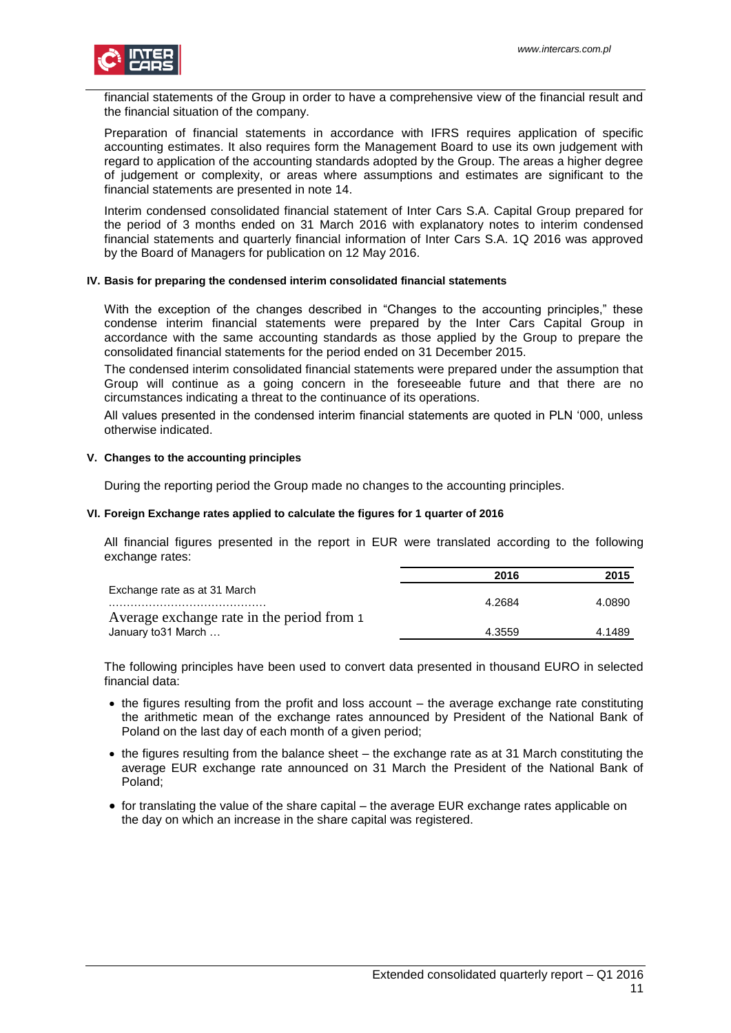financial statements of the Group in order to have a comprehensive view of the financial result and the financial situation of the company.

Preparation of financial statements in accordance with IFRS requires application of specific accounting estimates. It also requires form the Management Board to use its own judgement with regard to application of the accounting standards adopted by the Group. The areas a higher degree of judgement or complexity, or areas where assumptions and estimates are significant to the financial statements are presented in note 14.

Interim condensed consolidated financial statement of Inter Cars S.A. Capital Group prepared for the period of 3 months ended on 31 March 2016 with explanatory notes to interim condensed financial statements and quarterly financial information of Inter Cars S.A. 1Q 2016 was approved by the Board of Managers for publication on 12 May 2016.

#### IV. Basis for preparing the condensed interim consolidated financial statements

With the exception of the changes described in "Changes to the accounting principles," these condense interim financial statements were prepared by the Inter Cars Capital Group in accordance with the same accounting standards as those applied by the Group to prepare the consolidated financial statements for the period ended on 31 December 2015.

The condensed interim consolidated financial statements were prepared under the assumption that Group will continue as a going concern in the foreseeable future and that there are no circumstances indicating a threat to the continuance of its operations.

All values presented in the condensed interim financial statements are quoted in PLN '000, unless otherwise indicated.

#### V. Changes to the accounting principles

During the reporting period the Group made no changes to the accounting principles.

#### VI. Foreign Exchange rates applied to calculate the figures for 1 quarter of 2016

All financial figures presented in the report in EUR were translated according to the following exchange rates:

| | 2016 | 2015 |
|---|---|---|
| Exchange rate as at 31 March ……………………………………… | 4.2684 | 4.0890 |
| Average exchange rate in the period from 1 January to31 March … | 4.3559 | 4.1489 |

The following principles have been used to convert data presented in thousand EURO in selected financial data:

- the figures resulting from the profit and loss account – the average exchange rate constituting the arithmetic mean of the exchange rates announced by President of the National Bank of Poland on the last day of each month of a given period;
- the figures resulting from the balance sheet – the exchange rate as at 31 March constituting the average EUR exchange rate announced on 31 March the President of the National Bank of Poland;
- for translating the value of the share capital – the average EUR exchange rates applicable on the day on which an increase in the share capital was registered.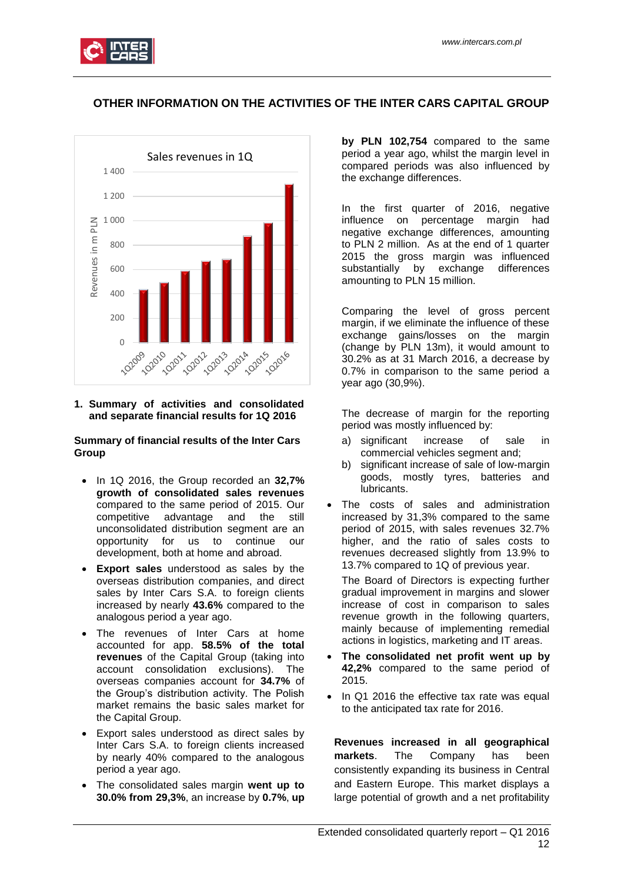## OTHER INFORMATION ON THE ACTIVITIES OF THE INTER CARS CAPITAL GROUP

Sales revenues in 1Q

| Period | Revenues in m PLN |
|---|---|
| 1Q2009 | ~430 |
| 1Q2010 | ~490 |
| 1Q2011 | ~590 |
| 1Q2012 | ~670 |
| 1Q2013 | ~680 |
| 1Q2014 | ~880 |
| 1Q2015 | ~980 |
| 1Q2016 | ~1 300 |

### 1. Summary of activities and consolidated and separate financial results for 1Q 2016

**Summary of financial results of the Inter Cars Group**

- In 1Q 2016, the Group recorded an **32,7% growth of consolidated sales revenues** compared to the same period of 2015. Our competitive advantage and the still unconsolidated distribution segment are an opportunity for us to continue our development, both at home and abroad.
- **Export sales** understood as sales by the overseas distribution companies, and direct sales by Inter Cars S.A. to foreign clients increased by nearly **43.6%** compared to the analogous period a year ago.
- The revenues of Inter Cars at home accounted for app. **58.5% of the total revenues** of the Capital Group (taking into account consolidation exclusions). The overseas companies account for **34.7%** of the Group's distribution activity. The Polish market remains the basic sales market for the Capital Group.
- Export sales understood as direct sales by Inter Cars S.A. to foreign clients increased by nearly 40% compared to the analogous period a year ago.
- The consolidated sales margin **went up to 30.0% from 29,3%**, an increase by **0.7%**, **up by PLN 102,754** compared to the same period a year ago, whilst the margin level in compared periods was also influenced by the exchange differences.

  In the first quarter of 2016, negative influence on percentage margin had negative exchange differences, amounting to PLN 2 million. As at the end of 1 quarter 2015 the gross margin was influenced substantially by exchange differences amounting to PLN 15 million.

  Comparing the level of gross percent margin, if we eliminate the influence of these exchange gains/losses on the margin (change by PLN 13m), it would amount to 30.2% as at 31 March 2016, a decrease by 0.7% in comparison to the same period a year ago (30,9%).

  The decrease of margin for the reporting period was mostly influenced by:

  a) significant increase of sale in commercial vehicles segment and;
  b) significant increase of sale of low-margin goods, mostly tyres, batteries and lubricants.
- The costs of sales and administration increased by 31,3% compared to the same period of 2015, with sales revenues 32.7% higher, and the ratio of sales costs to revenues decreased slightly from 13.9% to 13.7% compared to 1Q of previous year.

  The Board of Directors is expecting further gradual improvement in margins and slower increase of cost in comparison to sales revenue growth in the following quarters, mainly because of implementing remedial actions in logistics, marketing and IT areas.
- **The consolidated net profit went up by 42,2%** compared to the same period of 2015.
- In Q1 2016 the effective tax rate was equal to the anticipated tax rate for 2016.

**Revenues increased in all geographical markets**. The Company has been consistently expanding its business in Central and Eastern Europe. This market displays a large potential of growth and a net profitability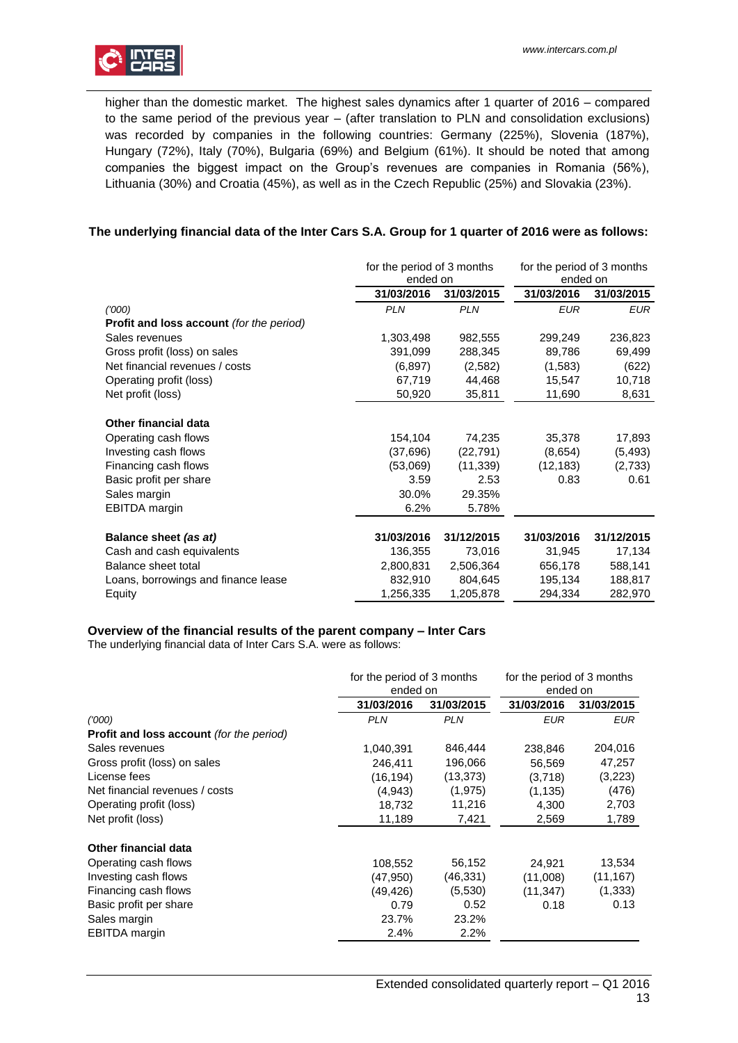higher than the domestic market. The highest sales dynamics after 1 quarter of 2016 – compared to the same period of the previous year – (after translation to PLN and consolidation exclusions) was recorded by companies in the following countries: Germany (225%), Slovenia (187%), Hungary (72%), Italy (70%), Bulgaria (69%) and Belgium (61%). It should be noted that among companies the biggest impact on the Group's revenues are companies in Romania (56%), Lithuania (30%) and Croatia (45%), as well as in the Czech Republic (25%) and Slovakia (23%).

**The underlying financial data of the Inter Cars S.A. Group for 1 quarter of 2016 were as follows:**

| | for the period of 3 months ended on | | for the period of 3 months ended on | |
|---|---|---|---|---|
| | **31/03/2016** | **31/03/2015** | **31/03/2016** | **31/03/2015** |
| *('000)* | *PLN* | *PLN* | *EUR* | *EUR* |
| **Profit and loss account** *(for the period)* | | | | |
| Sales revenues | 1,303,498 | 982,555 | 299,249 | 236,823 |
| Gross profit (loss) on sales | 391,099 | 288,345 | 89,786 | 69,499 |
| Net financial revenues / costs | (6,897) | (2,582) | (1,583) | (622) |
| Operating profit (loss) | 67,719 | 44,468 | 15,547 | 10,718 |
| Net profit (loss) | 50,920 | 35,811 | 11,690 | 8,631 |
| **Other financial data** | | | | |
| Operating cash flows | 154,104 | 74,235 | 35,378 | 17,893 |
| Investing cash flows | (37,696) | (22,791) | (8,654) | (5,493) |
| Financing cash flows | (53,069) | (11,339) | (12,183) | (2,733) |
| Basic profit per share | 3.59 | 2.53 | 0.83 | 0.61 |
| Sales margin | 30.0% | 29.35% | | |
| EBITDA margin | 6.2% | 5.78% | | |
| **Balance sheet** ***(as at)*** | **31/03/2016** | **31/12/2015** | **31/03/2016** | **31/12/2015** |
| Cash and cash equivalents | 136,355 | 73,016 | 31,945 | 17,134 |
| Balance sheet total | 2,800,831 | 2,506,364 | 656,178 | 588,141 |
| Loans, borrowings and finance lease | 832,910 | 804,645 | 195,134 | 188,817 |
| Equity | 1,256,335 | 1,205,878 | 294,334 | 282,970 |

**Overview of the financial results of the parent company – Inter Cars**

The underlying financial data of Inter Cars S.A. were as follows:

| | for the period of 3 months ended on | | for the period of 3 months ended on | |
|---|---|---|---|---|
| | **31/03/2016** | **31/03/2015** | **31/03/2016** | **31/03/2015** |
| *('000)* | *PLN* | *PLN* | *EUR* | *EUR* |
| **Profit and loss account** *(for the period)* | | | | |
| Sales revenues | 1,040,391 | 846,444 | 238,846 | 204,016 |
| Gross profit (loss) on sales | 246,411 | 196,066 | 56,569 | 47,257 |
| License fees | (16,194) | (13,373) | (3,718) | (3,223) |
| Net financial revenues / costs | (4,943) | (1,975) | (1,135) | (476) |
| Operating profit (loss) | 18,732 | 11,216 | 4,300 | 2,703 |
| Net profit (loss) | 11,189 | 7,421 | 2,569 | 1,789 |
| **Other financial data** | | | | |
| Operating cash flows | 108,552 | 56,152 | 24,921 | 13,534 |
| Investing cash flows | (47,950) | (46,331) | (11,008) | (11,167) |
| Financing cash flows | (49,426) | (5,530) | (11,347) | (1,333) |
| Basic profit per share | 0.79 | 0.52 | 0.18 | 0.13 |
| Sales margin | 23.7% | 23.2% | | |
| EBITDA margin | 2.4% | 2.2% | | |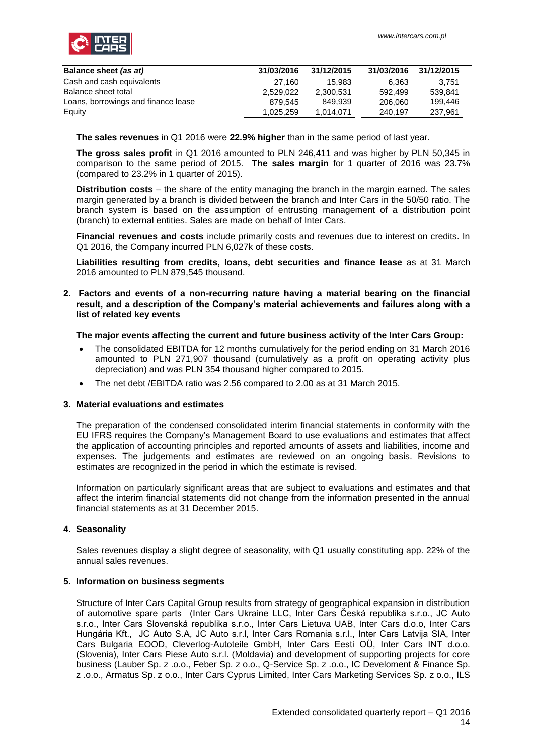| Balance sheet *(as at)* | 31/03/2016 | 31/12/2015 | 31/03/2016 | 31/12/2015 |
|---|---|---|---|---|
| Cash and cash equivalents | 27,160 | 15,983 | 6,363 | 3,751 |
| Balance sheet total | 2,529,022 | 2,300,531 | 592,499 | 539,841 |
| Loans, borrowings and finance lease | 879,545 | 849,939 | 206,060 | 199,446 |
| Equity | 1,025,259 | 1,014,071 | 240,197 | 237,961 |

**The sales revenues** in Q1 2016 were **22.9% higher** than in the same period of last year.

**The gross sales profit** in Q1 2016 amounted to PLN 246,411 and was higher by PLN 50,345 in comparison to the same period of 2015. **The sales margin** for 1 quarter of 2016 was 23.7% (compared to 23.2% in 1 quarter of 2015).

**Distribution costs** – the share of the entity managing the branch in the margin earned. The sales margin generated by a branch is divided between the branch and Inter Cars in the 50/50 ratio. The branch system is based on the assumption of entrusting management of a distribution point (branch) to external entities. Sales are made on behalf of Inter Cars.

**Financial revenues and costs** include primarily costs and revenues due to interest on credits. In Q1 2016, the Company incurred PLN 6,027k of these costs.

**Liabilities resulting from credits, loans, debt securities and finance lease** as at 31 March 2016 amounted to PLN 879,545 thousand.

## 2. Factors and events of a non-recurring nature having a material bearing on the financial result, and a description of the Company's material achievements and failures along with a list of related key events

**The major events affecting the current and future business activity of the Inter Cars Group:**

- The consolidated EBITDA for 12 months cumulatively for the period ending on 31 March 2016 amounted to PLN 271,907 thousand (cumulatively as a profit on operating activity plus depreciation) and was PLN 354 thousand higher compared to 2015.
- The net debt /EBITDA ratio was 2.56 compared to 2.00 as at 31 March 2015.

## 3. Material evaluations and estimates

The preparation of the condensed consolidated interim financial statements in conformity with the EU IFRS requires the Company's Management Board to use evaluations and estimates that affect the application of accounting principles and reported amounts of assets and liabilities, income and expenses. The judgements and estimates are reviewed on an ongoing basis. Revisions to estimates are recognized in the period in which the estimate is revised.

Information on particularly significant areas that are subject to evaluations and estimates and that affect the interim financial statements did not change from the information presented in the annual financial statements as at 31 December 2015.

## 4. Seasonality

Sales revenues display a slight degree of seasonality, with Q1 usually constituting app. 22% of the annual sales revenues.

## 5. Information on business segments

Structure of Inter Cars Capital Group results from strategy of geographical expansion in distribution of automotive spare parts (Inter Cars Ukraine LLC, Inter Cars Česká republika s.r.o., JC Auto s.r.o., Inter Cars Slovenská republika s.r.o., Inter Cars Lietuva UAB, Inter Cars d.o.o, Inter Cars Hungária Kft., JC Auto S.A, JC Auto s.r.l, Inter Cars Romania s.r.l., Inter Cars Latvija SIA, Inter Cars Bulgaria EOOD, Cleverlog-Autoteile GmbH, Inter Cars Eesti OÜ, Inter Cars INT d.o.o. (Slovenia), Inter Cars Piese Auto s.r.l. (Moldavia) and development of supporting projects for core business (Lauber Sp. z .o.o., Feber Sp. z o.o., Q-Service Sp. z .o.o., IC Develoment & Finance Sp. z .o.o., Armatus Sp. z o.o., Inter Cars Cyprus Limited, Inter Cars Marketing Services Sp. z o.o., ILS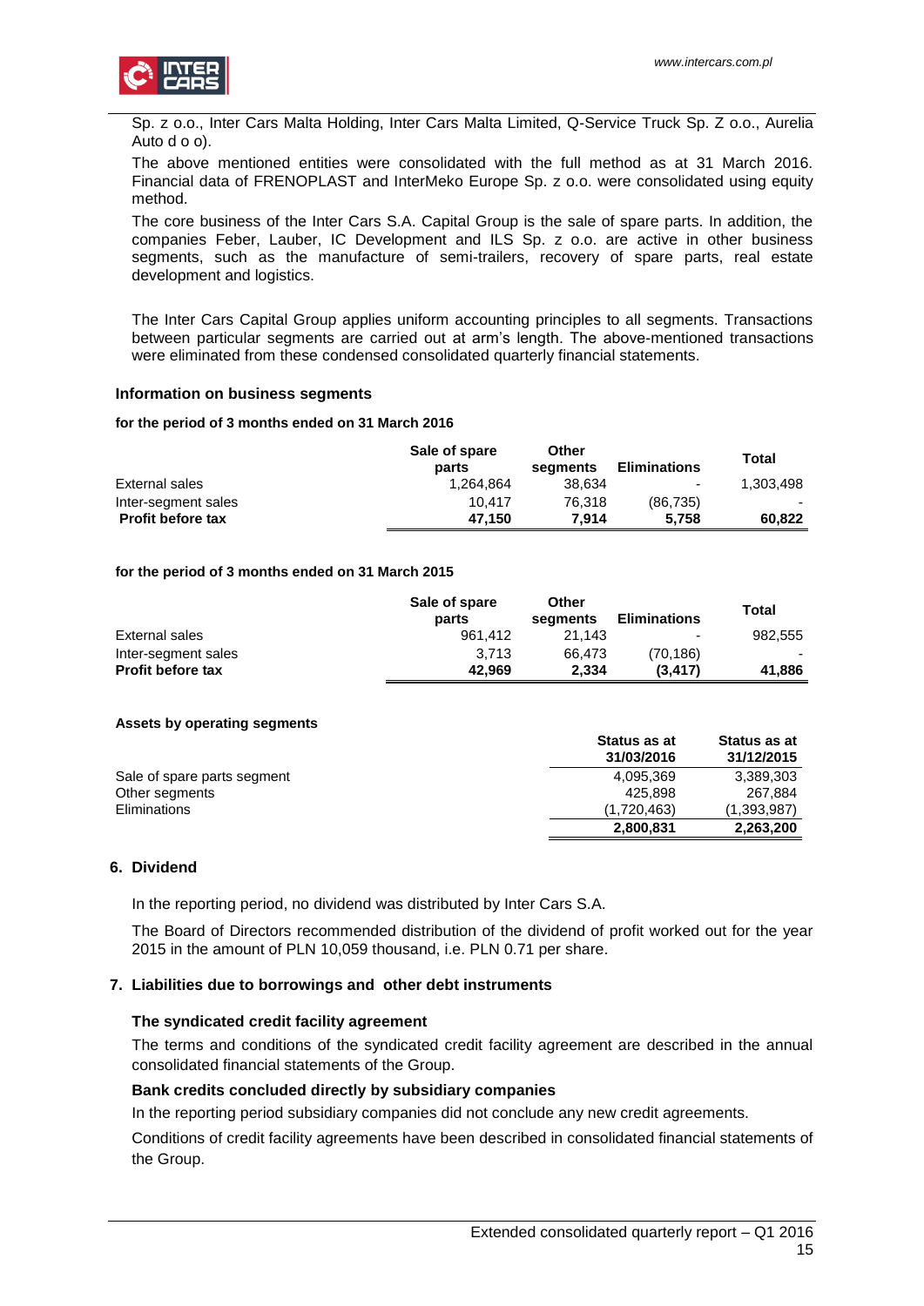Sp. z o.o., Inter Cars Malta Holding, Inter Cars Malta Limited, Q-Service Truck Sp. Z o.o., Aurelia Auto d o o).

The above mentioned entities were consolidated with the full method as at 31 March 2016. Financial data of FRENOPLAST and InterMeko Europe Sp. z o.o. were consolidated using equity method.

The core business of the Inter Cars S.A. Capital Group is the sale of spare parts. In addition, the companies Feber, Lauber, IC Development and ILS Sp. z o.o. are active in other business segments, such as the manufacture of semi-trailers, recovery of spare parts, real estate development and logistics.

The Inter Cars Capital Group applies uniform accounting principles to all segments. Transactions between particular segments are carried out at arm's length. The above-mentioned transactions were eliminated from these condensed consolidated quarterly financial statements.

**Information on business segments**

**for the period of 3 months ended on 31 March 2016**

| | Sale of spare parts | Other segments | Eliminations | Total |
|---|---|---|---|---|
| External sales | 1,264,864 | 38,634 | - | 1,303,498 |
| Inter-segment sales | 10,417 | 76,318 | (86,735) | - |
| **Profit before tax** | **47,150** | **7,914** | **5,758** | **60,822** |

**for the period of 3 months ended on 31 March 2015**

| | Sale of spare parts | Other segments | Eliminations | Total |
|---|---|---|---|---|
| External sales | 961,412 | 21,143 | - | 982,555 |
| Inter-segment sales | 3,713 | 66,473 | (70,186) | - |
| **Profit before tax** | **42,969** | **2,334** | **(3,417)** | **41,886** |

**Assets by operating segments**

| | Status as at 31/03/2016 | Status as at 31/12/2015 |
|---|---|---|
| Sale of spare parts segment | 4,095,369 | 3,389,303 |
| Other segments | 425,898 | 267,884 |
| Eliminations | (1,720,463) | (1,393,987) |
| | **2,800,831** | **2,263,200** |

## 6. Dividend

In the reporting period, no dividend was distributed by Inter Cars S.A.

The Board of Directors recommended distribution of the dividend of profit worked out for the year 2015 in the amount of PLN 10,059 thousand, i.e. PLN 0.71 per share.

## 7. Liabilities due to borrowings and other debt instruments

### The syndicated credit facility agreement

The terms and conditions of the syndicated credit facility agreement are described in the annual consolidated financial statements of the Group.

### Bank credits concluded directly by subsidiary companies

In the reporting period subsidiary companies did not conclude any new credit agreements.

Conditions of credit facility agreements have been described in consolidated financial statements of the Group.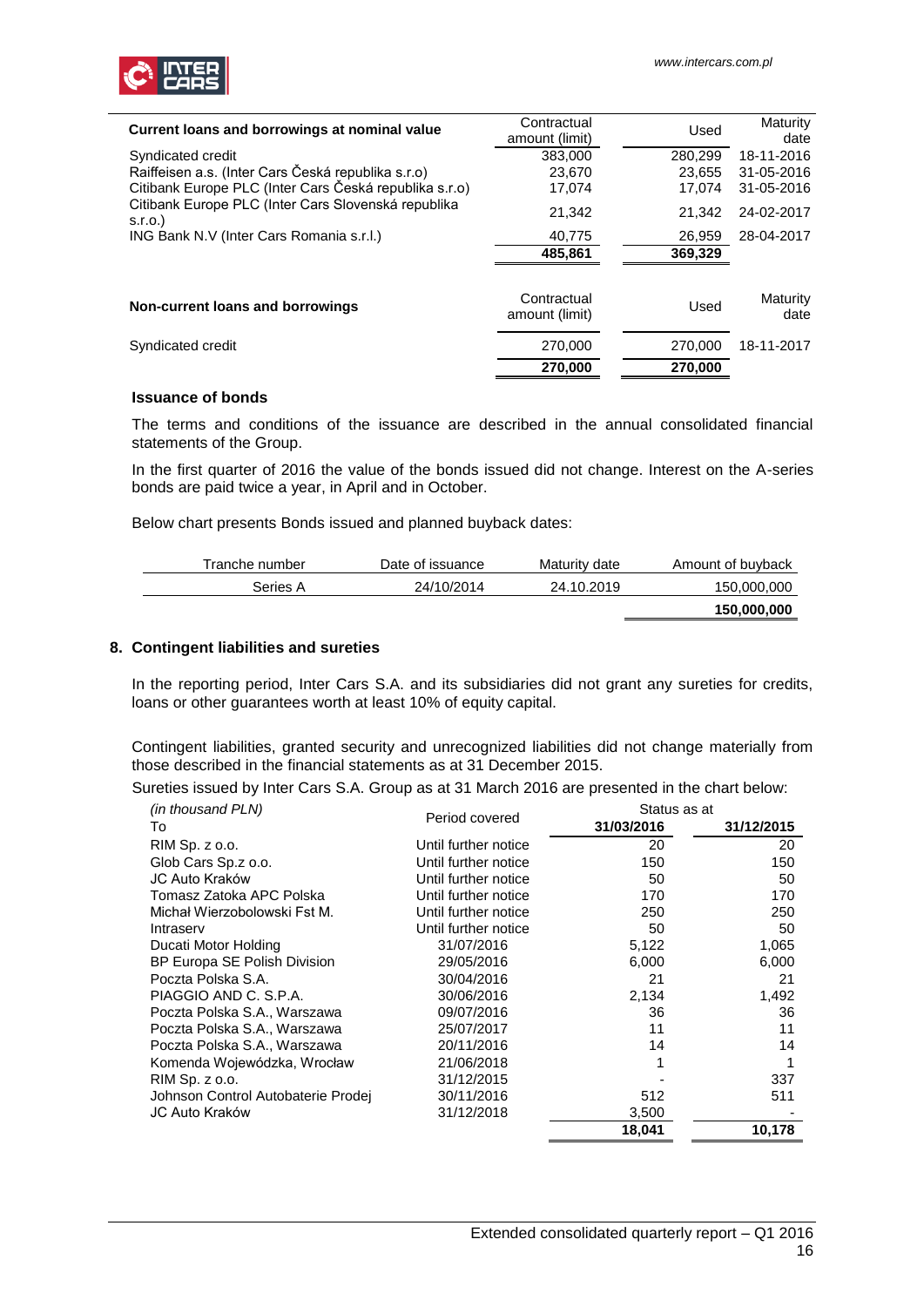| Current loans and borrowings at nominal value | Contractual amount (limit) | Used | Maturity date |
| --- | --- | --- | --- |
| Syndicated credit | 383,000 | 280,299 | 18-11-2016 |
| Raiffeisen a.s. (Inter Cars Česká republika s.r.o) | 23,670 | 23,655 | 31-05-2016 |
| Citibank Europe PLC (Inter Cars Česká republika s.r.o) | 17,074 | 17,074 | 31-05-2016 |
| Citibank Europe PLC (Inter Cars Slovenská republika s.r.o.) | 21,342 | 21,342 | 24-02-2017 |
| ING Bank N.V (Inter Cars Romania s.r.l.) | 40,775 | 26,959 | 28-04-2017 |
| | **485,861** | **369,329** | |

| Non-current loans and borrowings | Contractual amount (limit) | Used | Maturity date |
| --- | --- | --- | --- |
| Syndicated credit | 270,000 | 270,000 | 18-11-2017 |
| | **270,000** | **270,000** | |

### Issuance of bonds

The terms and conditions of the issuance are described in the annual consolidated financial statements of the Group.

In the first quarter of 2016 the value of the bonds issued did not change. Interest on the A-series bonds are paid twice a year, in April and in October.

Below chart presents Bonds issued and planned buyback dates:

| Tranche number | Date of issuance | Maturity date | Amount of buyback |
| --- | --- | --- | --- |
| Series A | 24/10/2014 | 24.10.2019 | 150,000,000 |
| | | | **150,000,000** |

## 8. Contingent liabilities and sureties

In the reporting period, Inter Cars S.A. and its subsidiaries did not grant any sureties for credits, loans or other guarantees worth at least 10% of equity capital.

Contingent liabilities, granted security and unrecognized liabilities did not change materially from those described in the financial statements as at 31 December 2015.

Sureties issued by Inter Cars S.A. Group as at 31 March 2016 are presented in the chart below:

| *(in thousand PLN)* To | Period covered | Status as at 31/03/2016 | 31/12/2015 |
| --- | --- | --- | --- |
| RIM Sp. z o.o. | Until further notice | 20 | 20 |
| Glob Cars Sp.z o.o. | Until further notice | 150 | 150 |
| JC Auto Kraków | Until further notice | 50 | 50 |
| Tomasz Zatoka APC Polska | Until further notice | 170 | 170 |
| Michał Wierzobolowski Fst M. | Until further notice | 250 | 250 |
| Intraserv | Until further notice | 50 | 50 |
| Ducati Motor Holding | 31/07/2016 | 5,122 | 1,065 |
| BP Europa SE Polish Division | 29/05/2016 | 6,000 | 6,000 |
| Poczta Polska S.A. | 30/04/2016 | 21 | 21 |
| PIAGGIO AND C. S.P.A. | 30/06/2016 | 2,134 | 1,492 |
| Poczta Polska S.A., Warszawa | 09/07/2016 | 36 | 36 |
| Poczta Polska S.A., Warszawa | 25/07/2017 | 11 | 11 |
| Poczta Polska S.A., Warszawa | 20/11/2016 | 14 | 14 |
| Komenda Wojewódzka, Wrocław | 21/06/2018 | 1 | 1 |
| RIM Sp. z o.o. | 31/12/2015 | - | 337 |
| Johnson Control Autobaterie Prodej | 30/11/2016 | 512 | 511 |
| JC Auto Kraków | 31/12/2018 | 3,500 | - |
| | | **18,041** | **10,178** |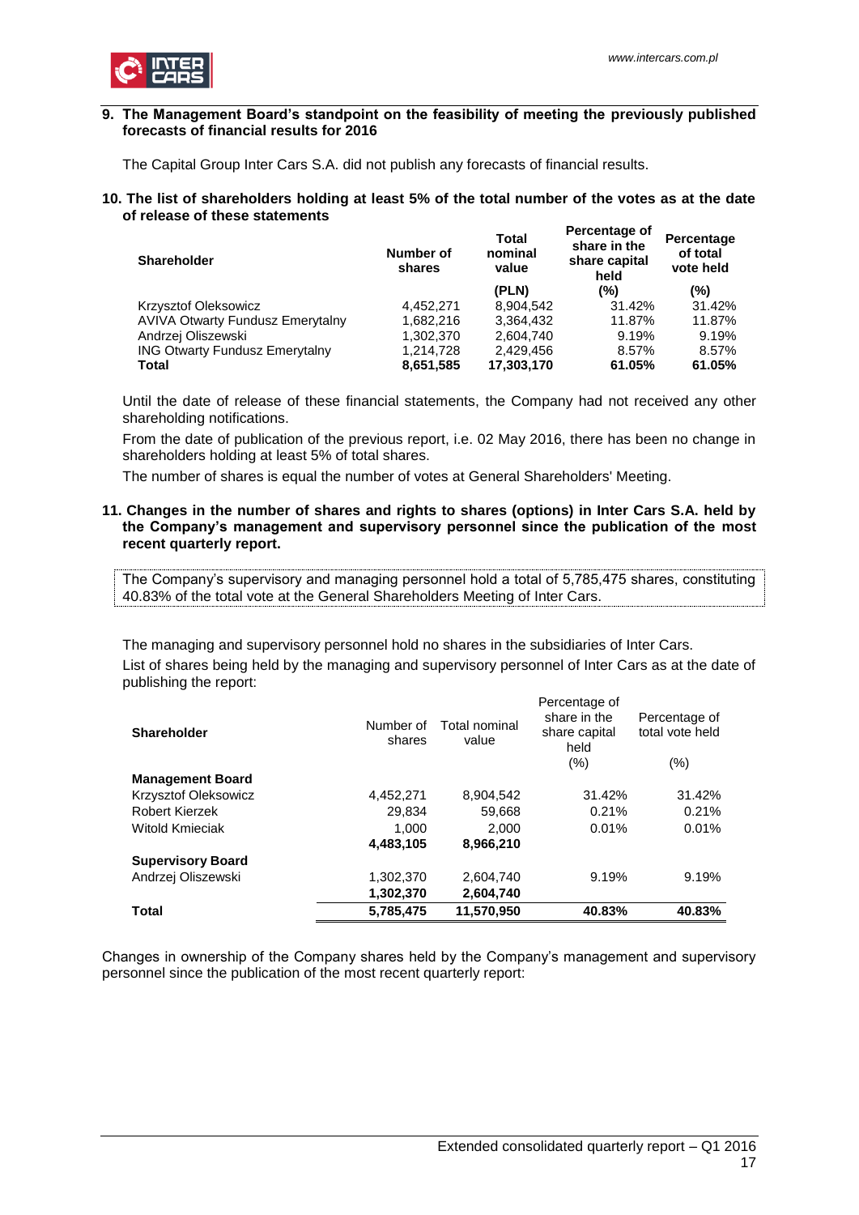## 9. The Management Board's standpoint on the feasibility of meeting the previously published forecasts of financial results for 2016

The Capital Group Inter Cars S.A. did not publish any forecasts of financial results.

## 10. The list of shareholders holding at least 5% of the total number of the votes as at the date of release of these statements

| Shareholder | Number of shares | Total nominal value | Percentage of share in the share capital held | Percentage of total vote held |
|---|---|---|---|---|
| | | (PLN) | (%) | (%) |
| Krzysztof Oleksowicz | 4,452,271 | 8,904,542 | 31.42% | 31.42% |
| AVIVA Otwarty Fundusz Emerytalny | 1,682,216 | 3,364,432 | 11.87% | 11.87% |
| Andrzej Oliszewski | 1,302,370 | 2,604,740 | 9.19% | 9.19% |
| ING Otwarty Fundusz Emerytalny | 1,214,728 | 2,429,456 | 8.57% | 8.57% |
| **Total** | **8,651,585** | **17,303,170** | **61.05%** | **61.05%** |

Until the date of release of these financial statements, the Company had not received any other shareholding notifications.

From the date of publication of the previous report, i.e. 02 May 2016, there has been no change in shareholders holding at least 5% of total shares.

The number of shares is equal the number of votes at General Shareholders' Meeting.

## 11. Changes in the number of shares and rights to shares (options) in Inter Cars S.A. held by the Company's management and supervisory personnel since the publication of the most recent quarterly report.

The Company's supervisory and managing personnel hold a total of 5,785,475 shares, constituting 40.83% of the total vote at the General Shareholders Meeting of Inter Cars.

The managing and supervisory personnel hold no shares in the subsidiaries of Inter Cars.

List of shares being held by the managing and supervisory personnel of Inter Cars as at the date of publishing the report:

| Shareholder | Number of shares | Total nominal value | Percentage of share in the share capital held | Percentage of total vote held |
|---|---|---|---|---|
| | | | (%) | (%) |
| **Management Board** | | | | |
| Krzysztof Oleksowicz | 4,452,271 | 8,904,542 | 31.42% | 31.42% |
| Robert Kierzek | 29,834 | 59,668 | 0.21% | 0.21% |
| Witold Kmieciak | 1,000 | 2,000 | 0.01% | 0.01% |
| | **4,483,105** | **8,966,210** | | |
| **Supervisory Board** | | | | |
| Andrzej Oliszewski | 1,302,370 | 2,604,740 | 9.19% | 9.19% |
| | **1,302,370** | **2,604,740** | | |
| **Total** | **5,785,475** | **11,570,950** | **40.83%** | **40.83%** |

Changes in ownership of the Company shares held by the Company's management and supervisory personnel since the publication of the most recent quarterly report: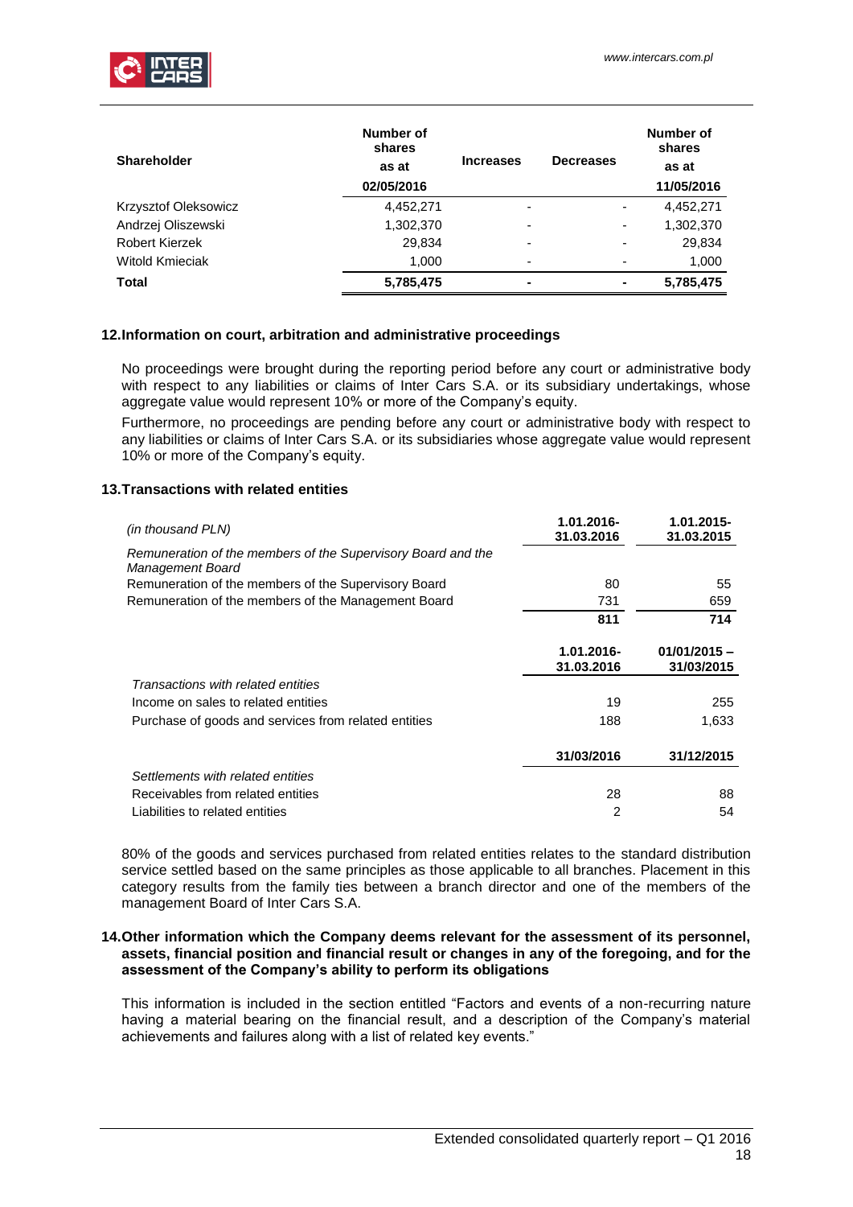| Shareholder | Number of shares as at 02/05/2016 | Increases | Decreases | Number of shares as at 11/05/2016 |
|---|---|---|---|---|
| Krzysztof Oleksowicz | 4,452,271 | - | - | 4,452,271 |
| Andrzej Oliszewski | 1,302,370 | - | - | 1,302,370 |
| Robert Kierzek | 29,834 | - | - | 29,834 |
| Witold Kmieciak | 1,000 | - | - | 1,000 |
| **Total** | **5,785,475** | **-** | **-** | **5,785,475** |

## 12. Information on court, arbitration and administrative proceedings

No proceedings were brought during the reporting period before any court or administrative body with respect to any liabilities or claims of Inter Cars S.A. or its subsidiary undertakings, whose aggregate value would represent 10% or more of the Company's equity.

Furthermore, no proceedings are pending before any court or administrative body with respect to any liabilities or claims of Inter Cars S.A. or its subsidiaries whose aggregate value would represent 10% or more of the Company's equity.

## 13. Transactions with related entities

| *(in thousand PLN)* | 1.01.2016-31.03.2016 | 1.01.2015-31.03.2015 |
|---|---|---|
| *Remuneration of the members of the Supervisory Board and the Management Board* | | |
| Remuneration of the members of the Supervisory Board | 80 | 55 |
| Remuneration of the members of the Management Board | 731 | 659 |
| | **811** | **714** |
| | **1.01.2016-31.03.2016** | **01/01/2015 – 31/03/2015** |
| *Transactions with related entities* | | |
| Income on sales to related entities | 19 | 255 |
| Purchase of goods and services from related entities | 188 | 1,633 |
| | **31/03/2016** | **31/12/2015** |
| *Settlements with related entities* | | |
| Receivables from related entities | 28 | 88 |
| Liabilities to related entities | 2 | 54 |

80% of the goods and services purchased from related entities relates to the standard distribution service settled based on the same principles as those applicable to all branches. Placement in this category results from the family ties between a branch director and one of the members of the management Board of Inter Cars S.A.

## 14. Other information which the Company deems relevant for the assessment of its personnel, assets, financial position and financial result or changes in any of the foregoing, and for the assessment of the Company's ability to perform its obligations

This information is included in the section entitled "Factors and events of a non-recurring nature having a material bearing on the financial result, and a description of the Company's material achievements and failures along with a list of related key events."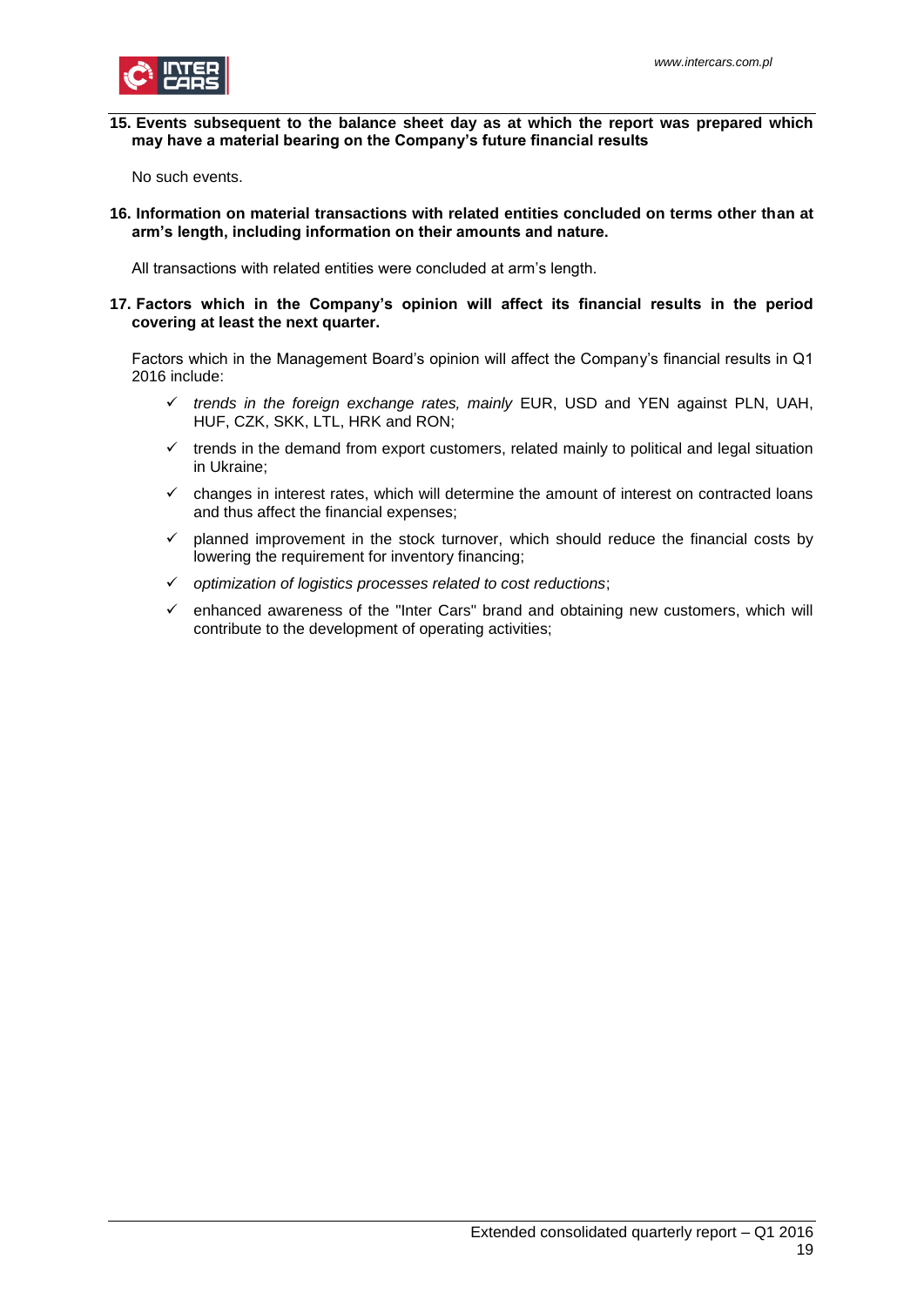## 15. Events subsequent to the balance sheet day as at which the report was prepared which may have a material bearing on the Company's future financial results

No such events.

## 16. Information on material transactions with related entities concluded on terms other than at arm's length, including information on their amounts and nature.

All transactions with related entities were concluded at arm's length.

## 17. Factors which in the Company's opinion will affect its financial results in the period covering at least the next quarter.

Factors which in the Management Board's opinion will affect the Company's financial results in Q1 2016 include:

- ✓ *trends in the foreign exchange rates, mainly* EUR, USD and YEN against PLN, UAH, HUF, CZK, SKK, LTL, HRK and RON;
- ✓ trends in the demand from export customers, related mainly to political and legal situation in Ukraine;
- ✓ changes in interest rates, which will determine the amount of interest on contracted loans and thus affect the financial expenses;
- ✓ planned improvement in the stock turnover, which should reduce the financial costs by lowering the requirement for inventory financing;
- ✓ *optimization of logistics processes related to cost reductions*;
- ✓ enhanced awareness of the "Inter Cars" brand and obtaining new customers, which will contribute to the development of operating activities;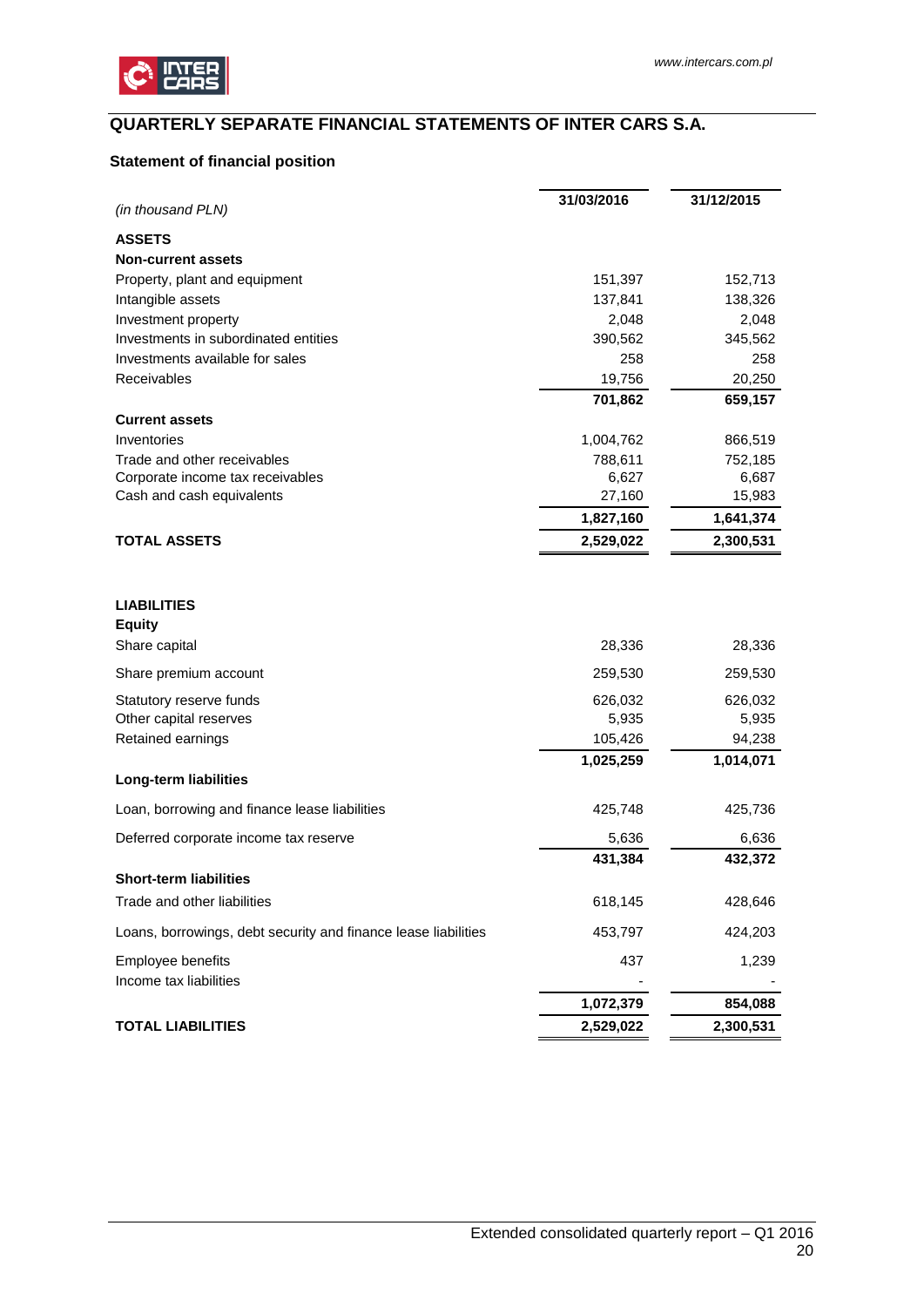## QUARTERLY SEPARATE FINANCIAL STATEMENTS OF INTER CARS S.A.

### Statement of financial position

| *(in thousand PLN)* | 31/03/2016 | 31/12/2015 |
|---|---|---|
| **ASSETS** | | |
| **Non-current assets** | | |
| Property, plant and equipment | 151,397 | 152,713 |
| Intangible assets | 137,841 | 138,326 |
| Investment property | 2,048 | 2,048 |
| Investments in subordinated entities | 390,562 | 345,562 |
| Investments available for sales | 258 | 258 |
| Receivables | 19,756 | 20,250 |
| | **701,862** | **659,157** |
| **Current assets** | | |
| Inventories | 1,004,762 | 866,519 |
| Trade and other receivables | 788,611 | 752,185 |
| Corporate income tax receivables | 6,627 | 6,687 |
| Cash and cash equivalents | 27,160 | 15,983 |
| | **1,827,160** | **1,641,374** |
| **TOTAL ASSETS** | **2,529,022** | **2,300,531** |
| | | |
| **LIABILITIES** | | |
| **Equity** | | |
| Share capital | 28,336 | 28,336 |
| Share premium account | 259,530 | 259,530 |
| Statutory reserve funds | 626,032 | 626,032 |
| Other capital reserves | 5,935 | 5,935 |
| Retained earnings | 105,426 | 94,238 |
| | **1,025,259** | **1,014,071** |
| **Long-term liabilities** | | |
| Loan, borrowing and finance lease liabilities | 425,748 | 425,736 |
| Deferred corporate income tax reserve | 5,636 | 6,636 |
| | **431,384** | **432,372** |
| **Short-term liabilities** | | |
| Trade and other liabilities | 618,145 | 428,646 |
| Loans, borrowings, debt security and finance lease liabilities | 453,797 | 424,203 |
| Employee benefits | 437 | 1,239 |
| Income tax liabilities | - | - |
| | **1,072,379** | **854,088** |
| **TOTAL LIABILITIES** | **2,529,022** | **2,300,531** |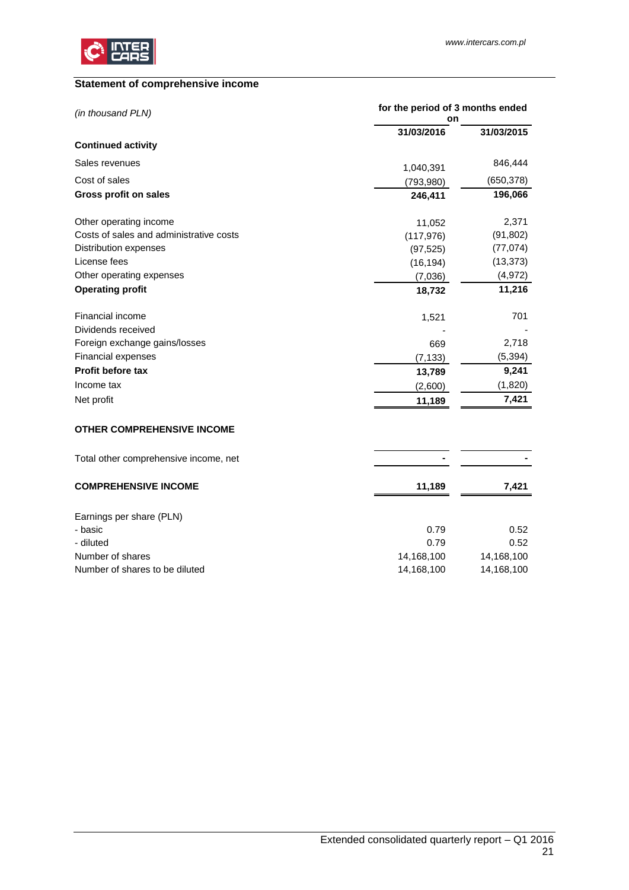## Statement of comprehensive income

| *(in thousand PLN)* | for the period of 3 months ended on | |
|---|---|---|
| | **31/03/2016** | **31/03/2015** |
| **Continued activity** | | |
| Sales revenues | 1,040,391 | 846,444 |
| Cost of sales | (793,980) | (650,378) |
| **Gross profit on sales** | **246,411** | **196,066** |
| | | |
| Other operating income | 11,052 | 2,371 |
| Costs of sales and administrative costs | (117,976) | (91,802) |
| Distribution expenses | (97,525) | (77,074) |
| License fees | (16,194) | (13,373) |
| Other operating expenses | (7,036) | (4,972) |
| **Operating profit** | **18,732** | **11,216** |
| | | |
| Financial income | 1,521 | 701 |
| Dividends received | - | - |
| Foreign exchange gains/losses | 669 | 2,718 |
| Financial expenses | (7,133) | (5,394) |
| **Profit before tax** | **13,789** | **9,241** |
| Income tax | (2,600) | (1,820) |
| Net profit | **11,189** | **7,421** |
| | | |
| **OTHER COMPREHENSIVE INCOME** | | |
| | | |
| Total other comprehensive income, net | **-** | **-** |
| | | |
| **COMPREHENSIVE INCOME** | **11,189** | **7,421** |
| | | |
| Earnings per share (PLN) | | |
| - basic | 0.79 | 0.52 |
| - diluted | 0.79 | 0.52 |
| Number of shares | 14,168,100 | 14,168,100 |
| Number of shares to be diluted | 14,168,100 | 14,168,100 |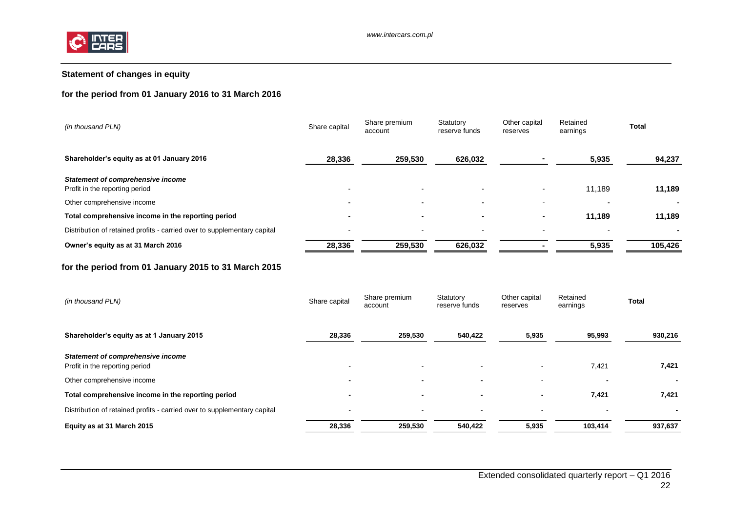## Statement of changes in equity

### for the period from 01 January 2016 to 31 March 2016

| *(in thousand PLN)* | Share capital | Share premium account | Statutory reserve funds | Other capital reserves | Retained earnings | **Total** |
|---|---|---|---|---|---|---|
| **Shareholder's equity as at 01 January 2016** | **28,336** | **259,530** | **626,032** | **-** | **5,935** | **94,237** |
| ***Statement of comprehensive income*** | | | | | | |
| Profit in the reporting period | - | - | - | - | 11,189 | **11,189** |
| Other comprehensive income | **-** | **-** | **-** | - | **-** | **-** |
| **Total comprehensive income in the reporting period** | **-** | **-** | **-** | **-** | **11,189** | **11,189** |
| Distribution of retained profits - carried over to supplementary capital | - | - | - | - | - | **-** |
| **Owner's equity as at 31 March 2016** | **28,336** | **259,530** | **626,032** | **-** | **5,935** | **105,426** |

### for the period from 01 January 2015 to 31 March 2015

| *(in thousand PLN)* | Share capital | Share premium account | Statutory reserve funds | Other capital reserves | Retained earnings | **Total** |
|---|---|---|---|---|---|---|
| **Shareholder's equity as at 1 January 2015** | **28,336** | **259,530** | **540,422** | **5,935** | **95,993** | **930,216** |
| ***Statement of comprehensive income*** | | | | | | |
| Profit in the reporting period | - | - | - | - | 7,421 | **7,421** |
| Other comprehensive income | **-** | **-** | **-** | - | **-** | **-** |
| **Total comprehensive income in the reporting period** | **-** | **-** | **-** | **-** | **7,421** | **7,421** |
| Distribution of retained profits - carried over to supplementary capital | - | - | - | - | - | **-** |
| **Equity as at 31 March 2015** | **28,336** | **259,530** | **540,422** | **5,935** | **103,414** | **937,637** |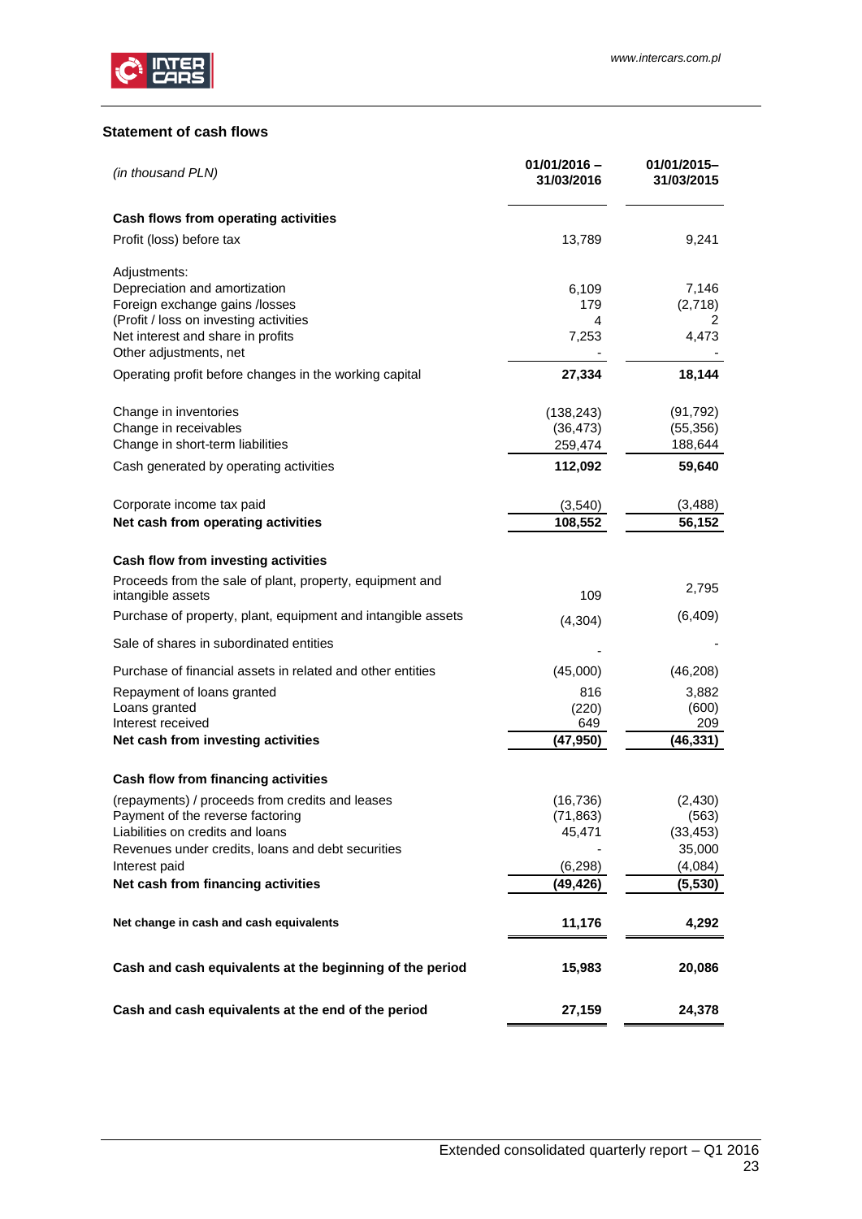## Statement of cash flows

| *(in thousand PLN)* | 01/01/2016 – 31/03/2016 | 01/01/2015– 31/03/2015 |
|---|---|---|
| **Cash flows from operating activities** | | |
| Profit (loss) before tax | 13,789 | 9,241 |
| Adjustments: | | |
| Depreciation and amortization | 6,109 | 7,146 |
| Foreign exchange gains /losses | 179 | (2,718) |
| (Profit / loss on investing activities | 4 | 2 |
| Net interest and share in profits | 7,253 | 4,473 |
| Other adjustments, net | - | - |
| Operating profit before changes in the working capital | **27,334** | **18,144** |
| Change in inventories | (138,243) | (91,792) |
| Change in receivables | (36,473) | (55,356) |
| Change in short-term liabilities | 259,474 | 188,644 |
| Cash generated by operating activities | **112,092** | **59,640** |
| Corporate income tax paid | (3,540) | (3,488) |
| **Net cash from operating activities** | **108,552** | **56,152** |
| **Cash flow from investing activities** | | |
| Proceeds from the sale of plant, property, equipment and intangible assets | 109 | 2,795 |
| Purchase of property, plant, equipment and intangible assets | (4,304) | (6,409) |
| Sale of shares in subordinated entities | - | - |
| Purchase of financial assets in related and other entities | (45,000) | (46,208) |
| Repayment of loans granted | 816 | 3,882 |
| Loans granted | (220) | (600) |
| Interest received | 649 | 209 |
| **Net cash from investing activities** | **(47,950)** | **(46,331)** |
| **Cash flow from financing activities** | | |
| (repayments) / proceeds from credits and leases | (16,736) | (2,430) |
| Payment of the reverse factoring | (71,863) | (563) |
| Liabilities on credits and loans | 45,471 | (33,453) |
| Revenues under credits, loans and debt securities | - | 35,000 |
| Interest paid | (6,298) | (4,084) |
| **Net cash from financing activities** | **(49,426)** | **(5,530)** |
| **Net change in cash and cash equivalents** | **11,176** | **4,292** |
| **Cash and cash equivalents at the beginning of the period** | **15,983** | **20,086** |
| **Cash and cash equivalents at the end of the period** | **27,159** | **24,378** |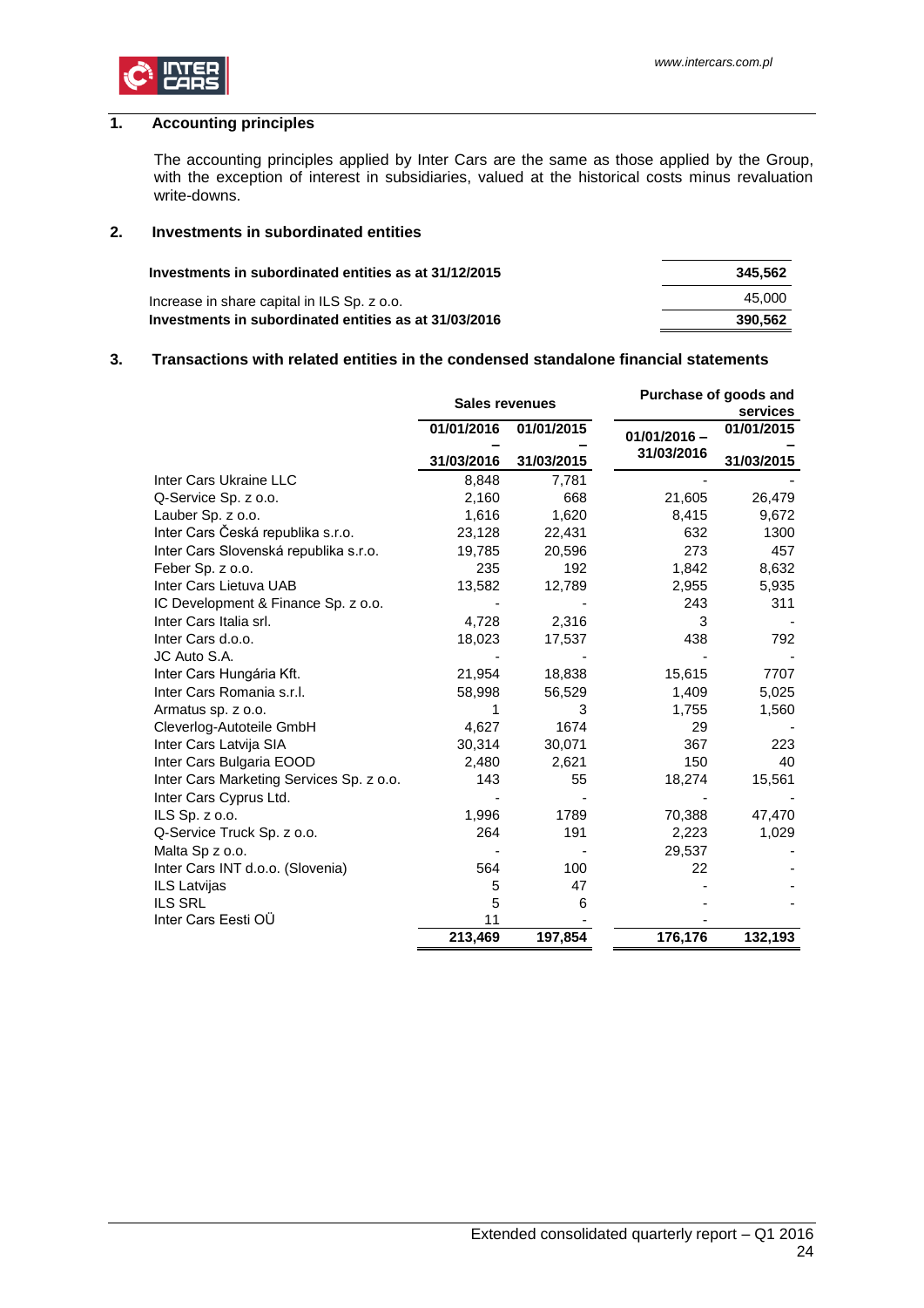## 1. Accounting principles

The accounting principles applied by Inter Cars are the same as those applied by the Group, with the exception of interest in subsidiaries, valued at the historical costs minus revaluation write-downs.

## 2. Investments in subordinated entities

| | |
|---|---|
| **Investments in subordinated entities as at 31/12/2015** | **345,562** |
| Increase in share capital in ILS Sp. z o.o. | 45,000 |
| **Investments in subordinated entities as at 31/03/2016** | **390,562** |

## 3. Transactions with related entities in the condensed standalone financial statements

| | Sales revenues | | Purchase of goods and services | |
|---|---|---|---|---|
| | 01/01/2016 – 31/03/2016 | 01/01/2015 – 31/03/2015 | 01/01/2016 – 31/03/2016 | 01/01/2015 – 31/03/2015 |
| Inter Cars Ukraine LLC | 8,848 | 7,781 | - | - |
| Q-Service Sp. z o.o. | 2,160 | 668 | 21,605 | 26,479 |
| Lauber Sp. z o.o. | 1,616 | 1,620 | 8,415 | 9,672 |
| Inter Cars Česká republika s.r.o. | 23,128 | 22,431 | 632 | 1300 |
| Inter Cars Slovenská republika s.r.o. | 19,785 | 20,596 | 273 | 457 |
| Feber Sp. z o.o. | 235 | 192 | 1,842 | 8,632 |
| Inter Cars Lietuva UAB | 13,582 | 12,789 | 2,955 | 5,935 |
| IC Development & Finance Sp. z o.o. | - | - | 243 | 311 |
| Inter Cars Italia srl. | 4,728 | 2,316 | 3 | - |
| Inter Cars d.o.o. | 18,023 | 17,537 | 438 | 792 |
| JC Auto S.A. | - | - | - | - |
| Inter Cars Hungária Kft. | 21,954 | 18,838 | 15,615 | 7707 |
| Inter Cars Romania s.r.l. | 58,998 | 56,529 | 1,409 | 5,025 |
| Armatus sp. z o.o. | 1 | 3 | 1,755 | 1,560 |
| Cleverlog-Autoteile GmbH | 4,627 | 1674 | 29 | - |
| Inter Cars Latvija SIA | 30,314 | 30,071 | 367 | 223 |
| Inter Cars Bulgaria EOOD | 2,480 | 2,621 | 150 | 40 |
| Inter Cars Marketing Services Sp. z o.o. | 143 | 55 | 18,274 | 15,561 |
| Inter Cars Cyprus Ltd. | - | - | - | - |
| ILS Sp. z o.o. | 1,996 | 1789 | 70,388 | 47,470 |
| Q-Service Truck Sp. z o.o. | 264 | 191 | 2,223 | 1,029 |
| Malta Sp z o.o. | - | - | 29,537 | - |
| Inter Cars INT d.o.o. (Slovenia) | 564 | 100 | 22 | - |
| ILS Latvijas | 5 | 47 | - | - |
| ILS SRL | 5 | 6 | - | - |
| Inter Cars Eesti OÜ | 11 | - | - | |
| | **213,469** | **197,854** | **176,176** | **132,193** |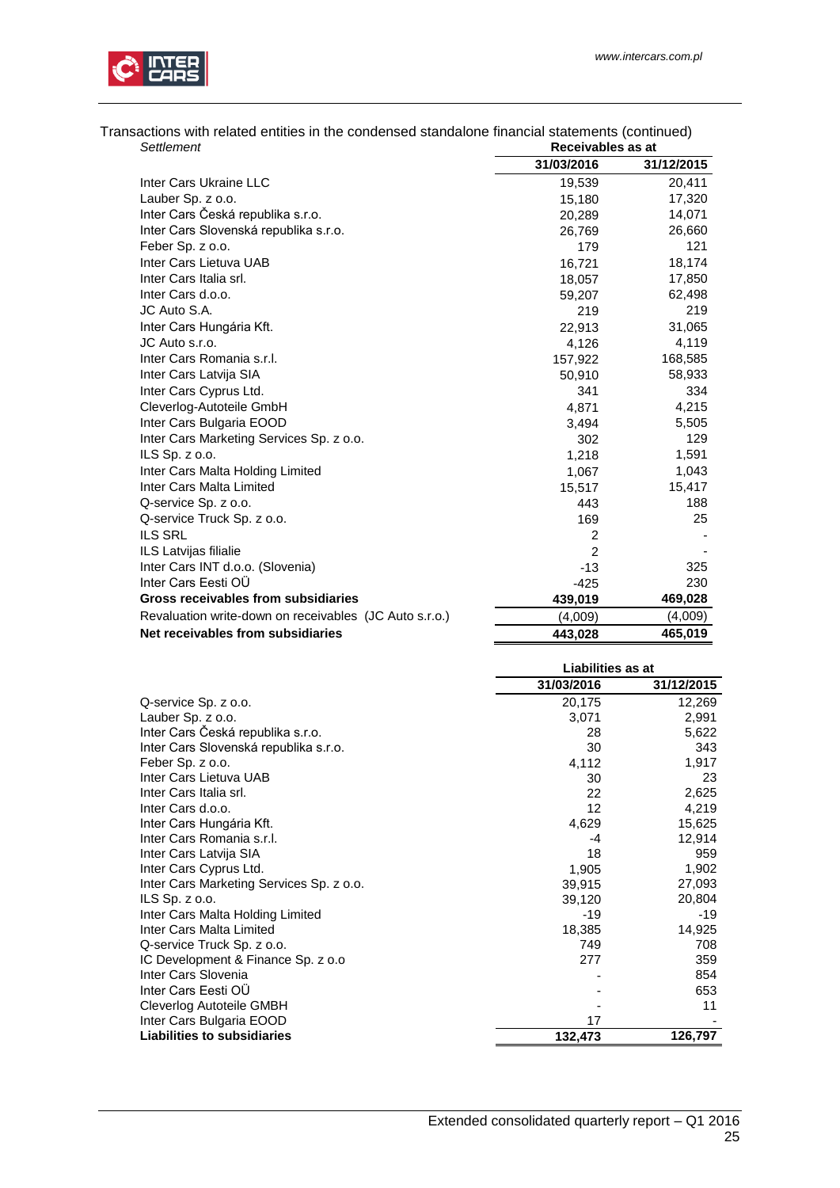Transactions with related entities in the condensed standalone financial statements (continued)

*Settlement*

| | Receivables as at | |
|---|---|---|
| | 31/03/2016 | 31/12/2015 |
| Inter Cars Ukraine LLC | 19,539 | 20,411 |
| Lauber Sp. z o.o. | 15,180 | 17,320 |
| Inter Cars Česká republika s.r.o. | 20,289 | 14,071 |
| Inter Cars Slovenská republika s.r.o. | 26,769 | 26,660 |
| Feber Sp. z o.o. | 179 | 121 |
| Inter Cars Lietuva UAB | 16,721 | 18,174 |
| Inter Cars Italia srl. | 18,057 | 17,850 |
| Inter Cars d.o.o. | 59,207 | 62,498 |
| JC Auto S.A. | 219 | 219 |
| Inter Cars Hungária Kft. | 22,913 | 31,065 |
| JC Auto s.r.o. | 4,126 | 4,119 |
| Inter Cars Romania s.r.l. | 157,922 | 168,585 |
| Inter Cars Latvija SIA | 50,910 | 58,933 |
| Inter Cars Cyprus Ltd. | 341 | 334 |
| Cleverlog-Autoteile GmbH | 4,871 | 4,215 |
| Inter Cars Bulgaria EOOD | 3,494 | 5,505 |
| Inter Cars Marketing Services Sp. z o.o. | 302 | 129 |
| ILS Sp. z o.o. | 1,218 | 1,591 |
| Inter Cars Malta Holding Limited | 1,067 | 1,043 |
| Inter Cars Malta Limited | 15,517 | 15,417 |
| Q-service Sp. z o.o. | 443 | 188 |
| Q-service Truck Sp. z o.o. | 169 | 25 |
| ILS SRL | 2 | - |
| ILS Latvijas filialie | 2 | - |
| Inter Cars INT d.o.o. (Slovenia) | -13 | 325 |
| Inter Cars Eesti OÜ | -425 | 230 |
| **Gross receivables from subsidiaries** | **439,019** | **469,028** |
| Revaluation write-down on receivables (JC Auto s.r.o.) | (4,009) | (4,009) |
| **Net receivables from subsidiaries** | **443,028** | **465,019** |

| | Liabilities as at | |
|---|---|---|
| | 31/03/2016 | 31/12/2015 |
| Q-service Sp. z o.o. | 20,175 | 12,269 |
| Lauber Sp. z o.o. | 3,071 | 2,991 |
| Inter Cars Česká republika s.r.o. | 28 | 5,622 |
| Inter Cars Slovenská republika s.r.o. | 30 | 343 |
| Feber Sp. z o.o. | 4,112 | 1,917 |
| Inter Cars Lietuva UAB | 30 | 23 |
| Inter Cars Italia srl. | 22 | 2,625 |
| Inter Cars d.o.o. | 12 | 4,219 |
| Inter Cars Hungária Kft. | 4,629 | 15,625 |
| Inter Cars Romania s.r.l. | -4 | 12,914 |
| Inter Cars Latvija SIA | 18 | 959 |
| Inter Cars Cyprus Ltd. | 1,905 | 1,902 |
| Inter Cars Marketing Services Sp. z o.o. | 39,915 | 27,093 |
| ILS Sp. z o.o. | 39,120 | 20,804 |
| Inter Cars Malta Holding Limited | -19 | -19 |
| Inter Cars Malta Limited | 18,385 | 14,925 |
| Q-service Truck Sp. z o.o. | 749 | 708 |
| IC Development & Finance Sp. z o.o | 277 | 359 |
| Inter Cars Slovenia | - | 854 |
| Inter Cars Eesti OÜ | - | 653 |
| Cleverlog Autoteile GMBH | - | 11 |
| Inter Cars Bulgaria EOOD | 17 | - |
| **Liabilities to subsidiaries** | **132,473** | **126,797** |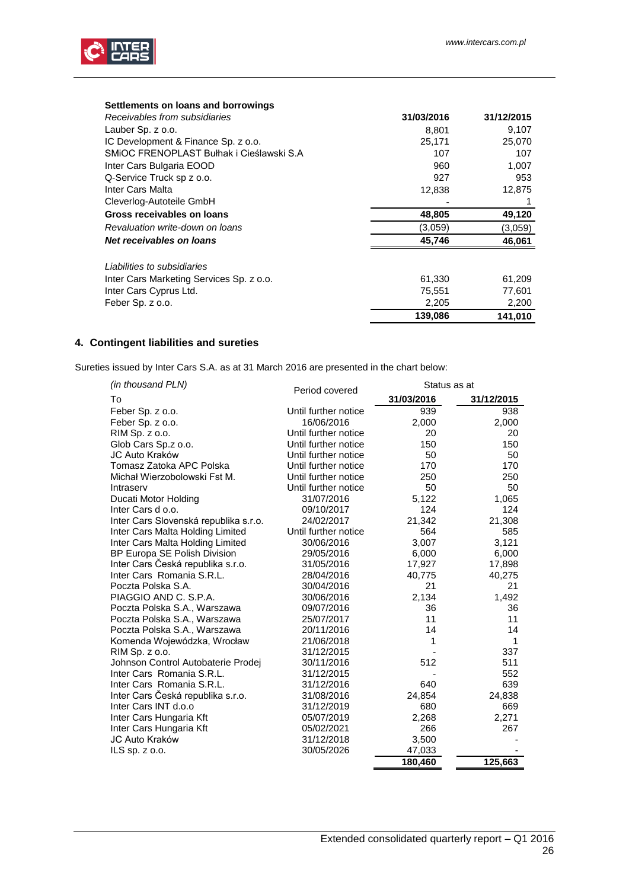| **Settlements on loans and borrowings** | | |
|---|---|---|
| *Receivables from subsidiaries* | **31/03/2016** | **31/12/2015** |
| Lauber Sp. z o.o. | 8,801 | 9,107 |
| IC Development & Finance Sp. z o.o. | 25,171 | 25,070 |
| SMiOC FRENOPLAST Bułhak i Cieślawski S.A | 107 | 107 |
| Inter Cars Bulgaria EOOD | 960 | 1,007 |
| Q-Service Truck sp z o.o. | 927 | 953 |
| Inter Cars Malta | 12,838 | 12,875 |
| Cleverlog-Autoteile GmbH | - | 1 |
| **Gross receivables on loans** | **48,805** | **49,120** |
| *Revaluation write-down on loans* | (3,059) | (3,059) |
| ***Net receivables on loans*** | **45,746** | **46,061** |
| | | |
| *Liabilities to subsidiaries* | | |
| Inter Cars Marketing Services Sp. z o.o. | 61,330 | 61,209 |
| Inter Cars Cyprus Ltd. | 75,551 | 77,601 |
| Feber Sp. z o.o. | 2,205 | 2,200 |
| | **139,086** | **141,010** |

## 4. Contingent liabilities and sureties

Sureties issued by Inter Cars S.A. as at 31 March 2016 are presented in the chart below:

| *(in thousand PLN)* | Period covered | Status as at | |
|---|---|---|---|
| To | | **31/03/2016** | **31/12/2015** |
| Feber Sp. z o.o. | Until further notice | 939 | 938 |
| Feber Sp. z o.o. | 16/06/2016 | 2,000 | 2,000 |
| RIM Sp. z o.o. | Until further notice | 20 | 20 |
| Glob Cars Sp.z o.o. | Until further notice | 150 | 150 |
| JC Auto Kraków | Until further notice | 50 | 50 |
| Tomasz Zatoka APC Polska | Until further notice | 170 | 170 |
| Michał Wierzobolowski Fst M. | Until further notice | 250 | 250 |
| Intraserv | Until further notice | 50 | 50 |
| Ducati Motor Holding | 31/07/2016 | 5,122 | 1,065 |
| Inter Cars d o.o. | 09/10/2017 | 124 | 124 |
| Inter Cars Slovenská republika s.r.o. | 24/02/2017 | 21,342 | 21,308 |
| Inter Cars Malta Holding Limited | Until further notice | 564 | 585 |
| Inter Cars Malta Holding Limited | 30/06/2016 | 3,007 | 3,121 |
| BP Europa SE Polish Division | 29/05/2016 | 6,000 | 6,000 |
| Inter Cars Česká republika s.r.o. | 31/05/2016 | 17,927 | 17,898 |
| Inter Cars Romania S.R.L. | 28/04/2016 | 40,775 | 40,275 |
| Poczta Polska S.A. | 30/04/2016 | 21 | 21 |
| PIAGGIO AND C. S.P.A. | 30/06/2016 | 2,134 | 1,492 |
| Poczta Polska S.A., Warszawa | 09/07/2016 | 36 | 36 |
| Poczta Polska S.A., Warszawa | 25/07/2017 | 11 | 11 |
| Poczta Polska S.A., Warszawa | 20/11/2016 | 14 | 14 |
| Komenda Wojewódzka, Wrocław | 21/06/2018 | 1 | 1 |
| RIM Sp. z o.o. | 31/12/2015 | - | 337 |
| Johnson Control Autobaterie Prodej | 30/11/2016 | 512 | 511 |
| Inter Cars Romania S.R.L. | 31/12/2015 | - | 552 |
| Inter Cars Romania S.R.L. | 31/12/2016 | 640 | 639 |
| Inter Cars Česká republika s.r.o. | 31/08/2016 | 24,854 | 24,838 |
| Inter Cars INT d.o.o | 31/12/2019 | 680 | 669 |
| Inter Cars Hungaria Kft | 05/07/2019 | 2,268 | 2,271 |
| Inter Cars Hungaria Kft | 05/02/2021 | 266 | 267 |
| JC Auto Kraków | 31/12/2018 | 3,500 | - |
| ILS sp. z o.o. | 30/05/2026 | 47,033 | - |
| | | **180,460** | **125,663** |